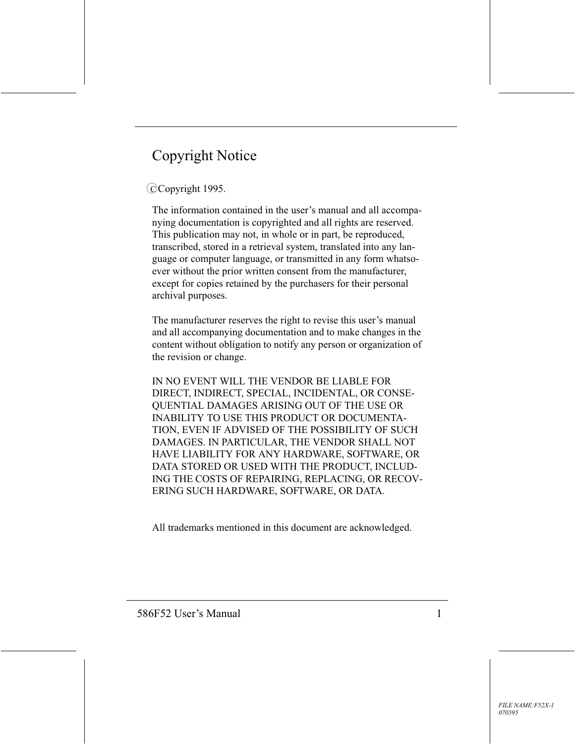# Copyright Notice

©Copyright 1995.

The information contained in the user's manual and all accompanying documentation is copyrighted and all rights are reserved. This publication may not, in whole or in part, be reproduced, transcribed, stored in a retrieval system, translated into any language or computer language, or transmitted in any form whatsoever without the prior written consent from the manufacturer, except for copies retained by the purchasers for their personal archival purposes.

The manufacturer reserves the right to revise this user's manual and all accompanying documentation and to make changes in the content without obligation to notify any person or organization of the revision or change.

IN NO EVENT WILL THE VENDOR BE LIABLE FOR DIRECT, INDIRECT, SPECIAL, INCIDENTAL, OR CONSEQUENTIAL DAMAGES ARISING OUT OF THE USE OR INABILITY TO USE THIS PRODUCT OR DOCUMENTATION, EVEN IF ADVISED OF THE POSSIBILITY OF SUCH DAMAGES. IN PARTICULAR, THE VENDOR SHALL NOT HAVE LIABILITY FOR ANY HARDWARE, SOFTWARE, OR DATA STORED OR USED WITH THE PRODUCT, INCLUDING THE COSTS OF REPAIRING, REPLACING, OR RECOVERING SUCH HARDWARE, SOFTWARE, OR DATA.

All trademarks mentioned in this document are acknowledged.

*FILE NAME:F52X-1*
*070595*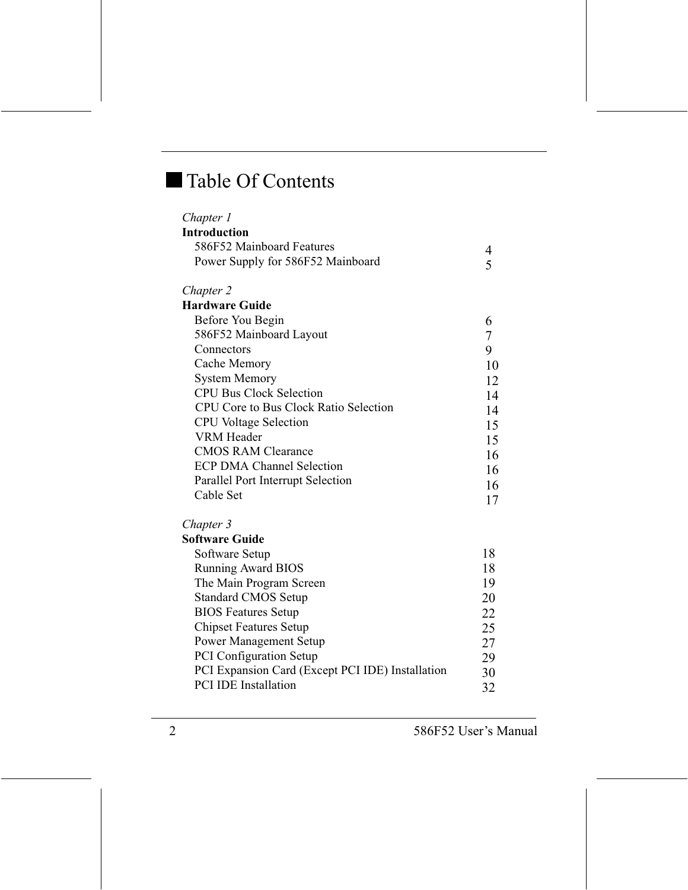# Table Of Contents

*Chapter 1*
**Introduction**

| | |
|---|---|
| 586F52 Mainboard Features | 4 |
| Power Supply for 586F52 Mainboard | 5 |

*Chapter 2*
**Hardware Guide**

| | |
|---|---|
| Before You Begin | 6 |
| 586F52 Mainboard Layout | 7 |
| Connectors | 9 |
| Cache Memory | 10 |
| System Memory | 12 |
| CPU Bus Clock Selection | 14 |
| CPU Core to Bus Clock Ratio Selection | 14 |
| CPU Voltage Selection | 15 |
| VRM Header | 15 |
| CMOS RAM Clearance | 16 |
| ECP DMA Channel Selection | 16 |
| Parallel Port Interrupt Selection | 16 |
| Cable Set | 17 |

*Chapter 3*
**Software Guide**

| | |
|---|---|
| Software Setup | 18 |
| Running Award BIOS | 18 |
| The Main Program Screen | 19 |
| Standard CMOS Setup | 20 |
| BIOS Features Setup | 22 |
| Chipset Features Setup | 25 |
| Power Management Setup | 27 |
| PCI Configuration Setup | 29 |
| PCI Expansion Card (Except PCI IDE) Installation | 30 |
| PCI IDE Installation | 32 |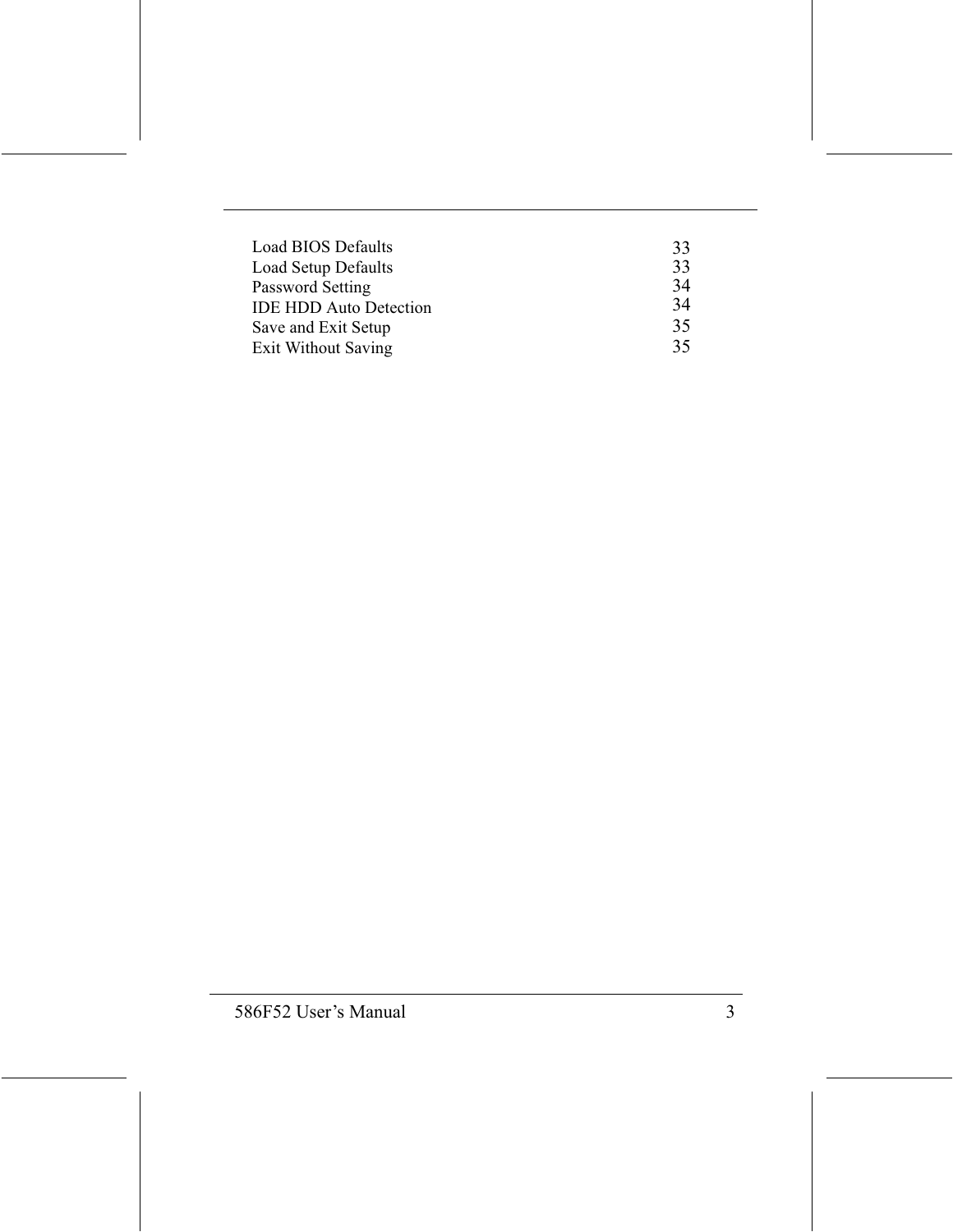| | |
|---|---|
| Load BIOS Defaults | 33 |
| Load Setup Defaults | 33 |
| Password Setting | 34 |
| IDE HDD Auto Detection | 34 |
| Save and Exit Setup | 35 |
| Exit Without Saving | 35 |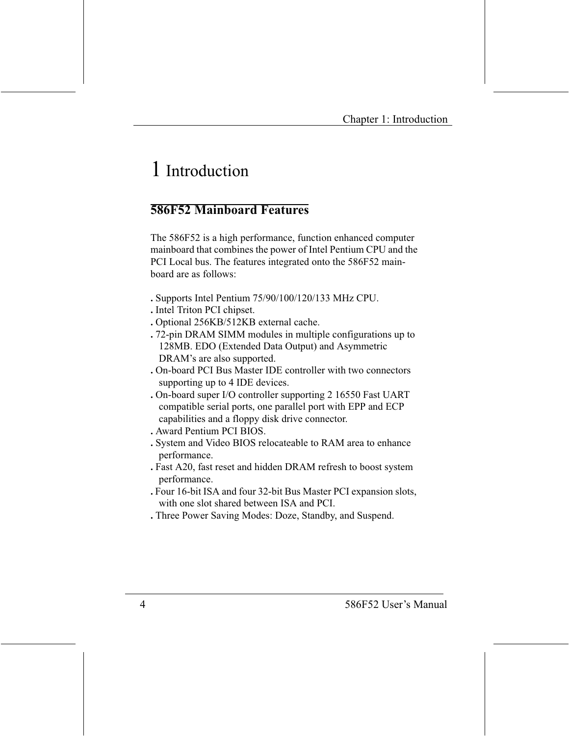# 1 Introduction

## 586F52 Mainboard Features

The 586F52 is a high performance, function enhanced computer mainboard that combines the power of Intel Pentium CPU and the PCI Local bus. The features integrated onto the 586F52 mainboard are as follows:

- Supports Intel Pentium 75/90/100/120/133 MHz CPU.
- Intel Triton PCI chipset.
- Optional 256KB/512KB external cache.
- 72-pin DRAM SIMM modules in multiple configurations up to 128MB. EDO (Extended Data Output) and Asymmetric DRAM's are also supported.
- On-board PCI Bus Master IDE controller with two connectors supporting up to 4 IDE devices.
- On-board super I/O controller supporting 2 16550 Fast UART compatible serial ports, one parallel port with EPP and ECP capabilities and a floppy disk drive connector.
- Award Pentium PCI BIOS.
- System and Video BIOS relocateable to RAM area to enhance performance.
- Fast A20, fast reset and hidden DRAM refresh to boost system performance.
- Four 16-bit ISA and four 32-bit Bus Master PCI expansion slots, with one slot shared between ISA and PCI.
- Three Power Saving Modes: Doze, Standby, and Suspend.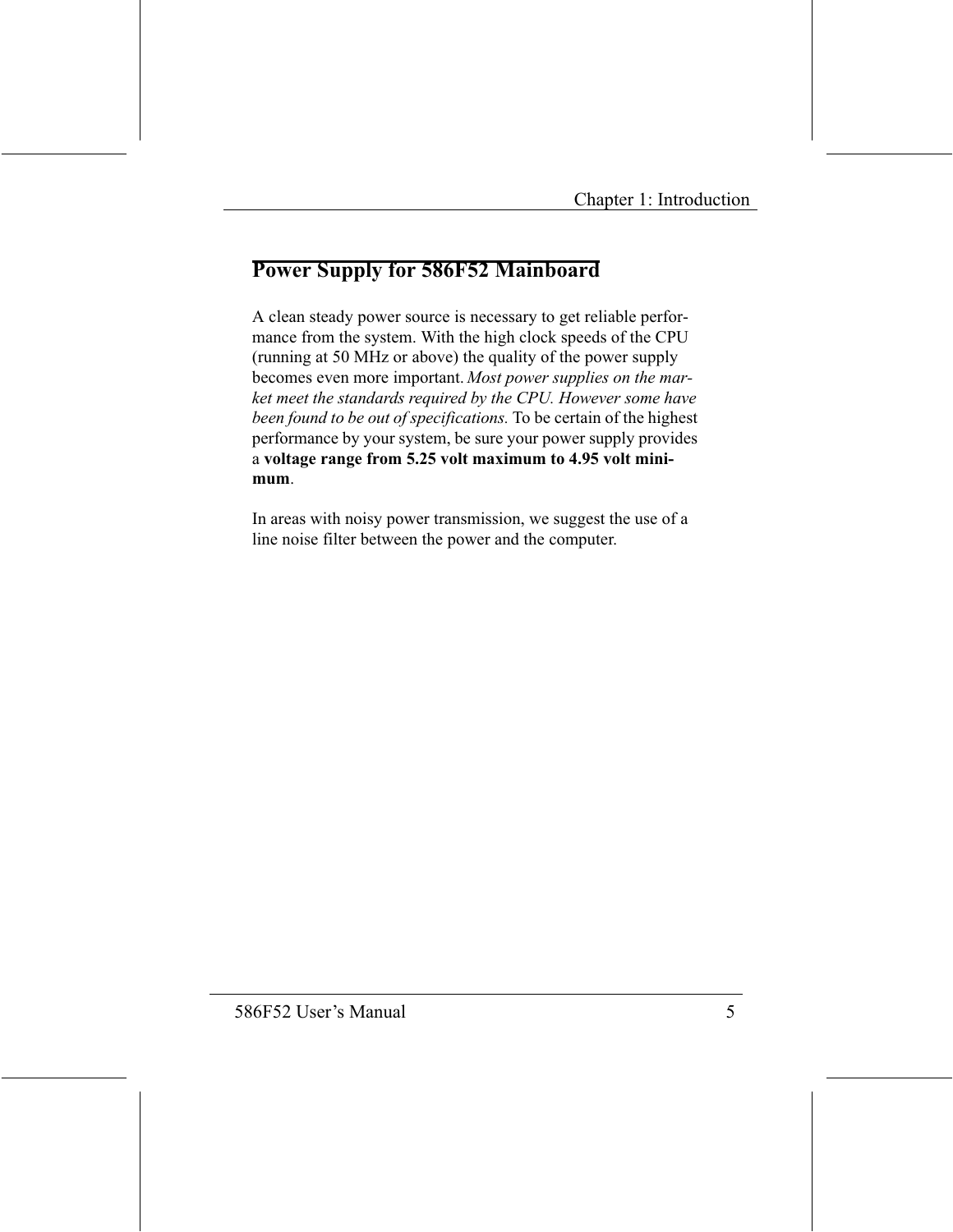## Power Supply for 586F52 Mainboard

A clean steady power source is necessary to get reliable performance from the system. With the high clock speeds of the CPU (running at 50 MHz or above) the quality of the power supply becomes even more important. *Most power supplies on the market meet the standards required by the CPU. However some have been found to be out of specifications.* To be certain of the highest performance by your system, be sure your power supply provides a **voltage range from 5.25 volt maximum to 4.95 volt minimum**.

In areas with noisy power transmission, we suggest the use of a line noise filter between the power and the computer.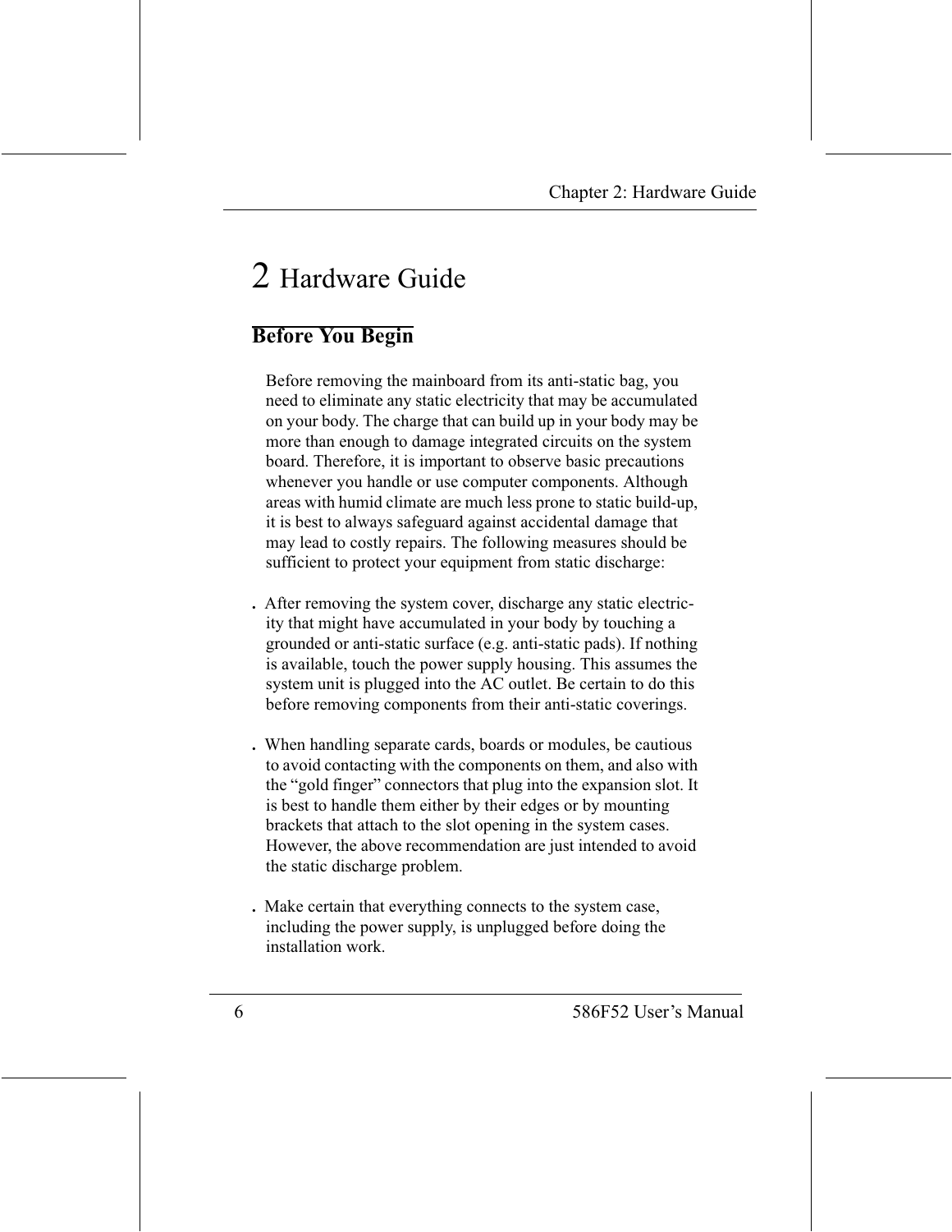# 2 Hardware Guide

## Before You Begin

Before removing the mainboard from its anti-static bag, you need to eliminate any static electricity that may be accumulated on your body. The charge that can build up in your body may be more than enough to damage integrated circuits on the system board. Therefore, it is important to observe basic precautions whenever you handle or use computer components. Although areas with humid climate are much less prone to static build-up, it is best to always safeguard against accidental damage that may lead to costly repairs. The following measures should be sufficient to protect your equipment from static discharge:

- After removing the system cover, discharge any static electricity that might have accumulated in your body by touching a grounded or anti-static surface (e.g. anti-static pads). If nothing is available, touch the power supply housing. This assumes the system unit is plugged into the AC outlet. Be certain to do this before removing components from their anti-static coverings.

- When handling separate cards, boards or modules, be cautious to avoid contacting with the components on them, and also with the "gold finger" connectors that plug into the expansion slot. It is best to handle them either by their edges or by mounting brackets that attach to the slot opening in the system cases. However, the above recommendation are just intended to avoid the static discharge problem.

- Make certain that everything connects to the system case, including the power supply, is unplugged before doing the installation work.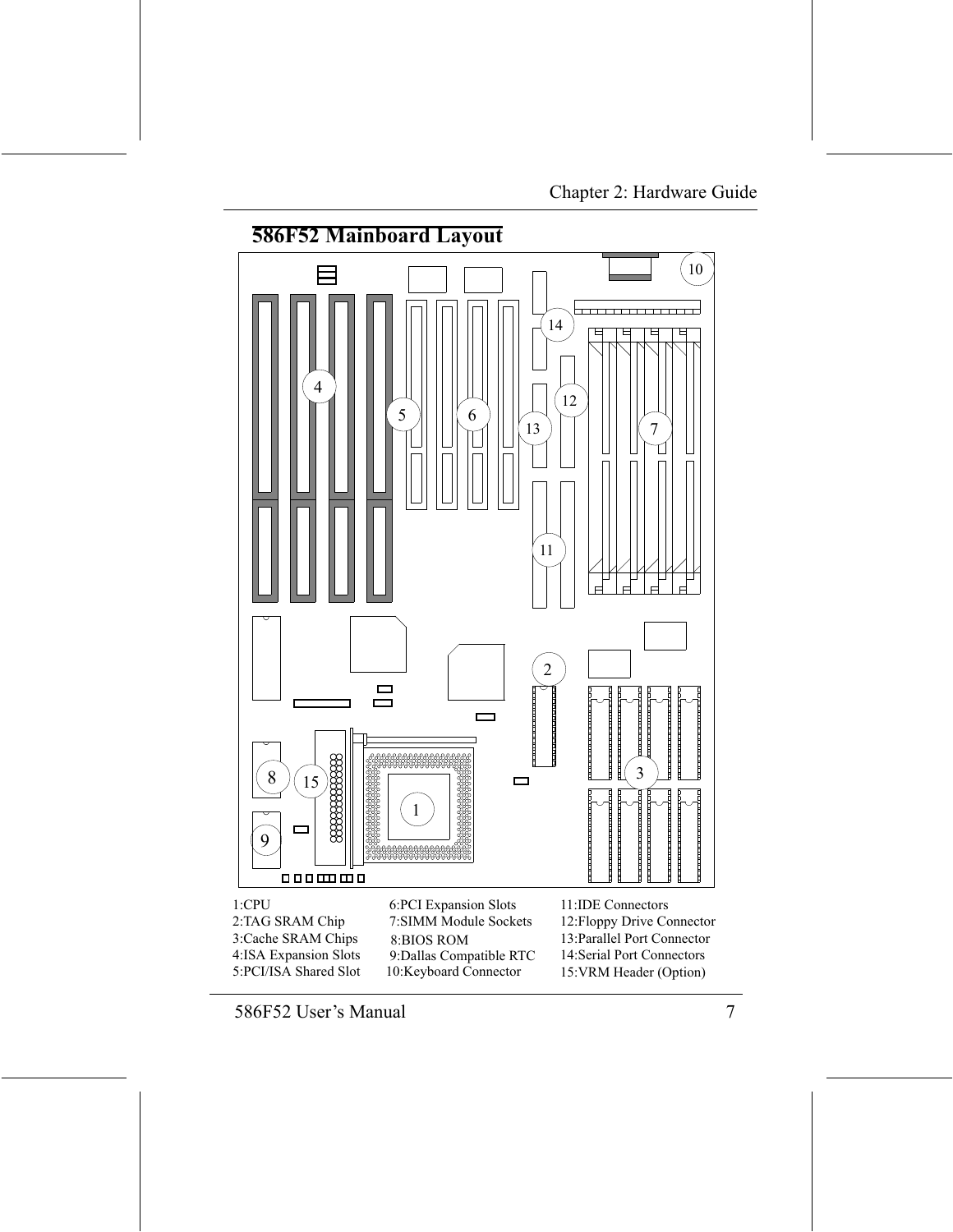## 586F52 Mainboard Layout

1:CPU
2:TAG SRAM Chip
3:Cache SRAM Chips
4:ISA Expansion Slots
5:PCI/ISA Shared Slot
6:PCI Expansion Slots
7:SIMM Module Sockets
8:BIOS ROM
9:Dallas Compatible RTC
10:Keyboard Connector
11:IDE Connectors
12:Floppy Drive Connector
13:Parallel Port Connector
14:Serial Port Connectors
15:VRM Header (Option)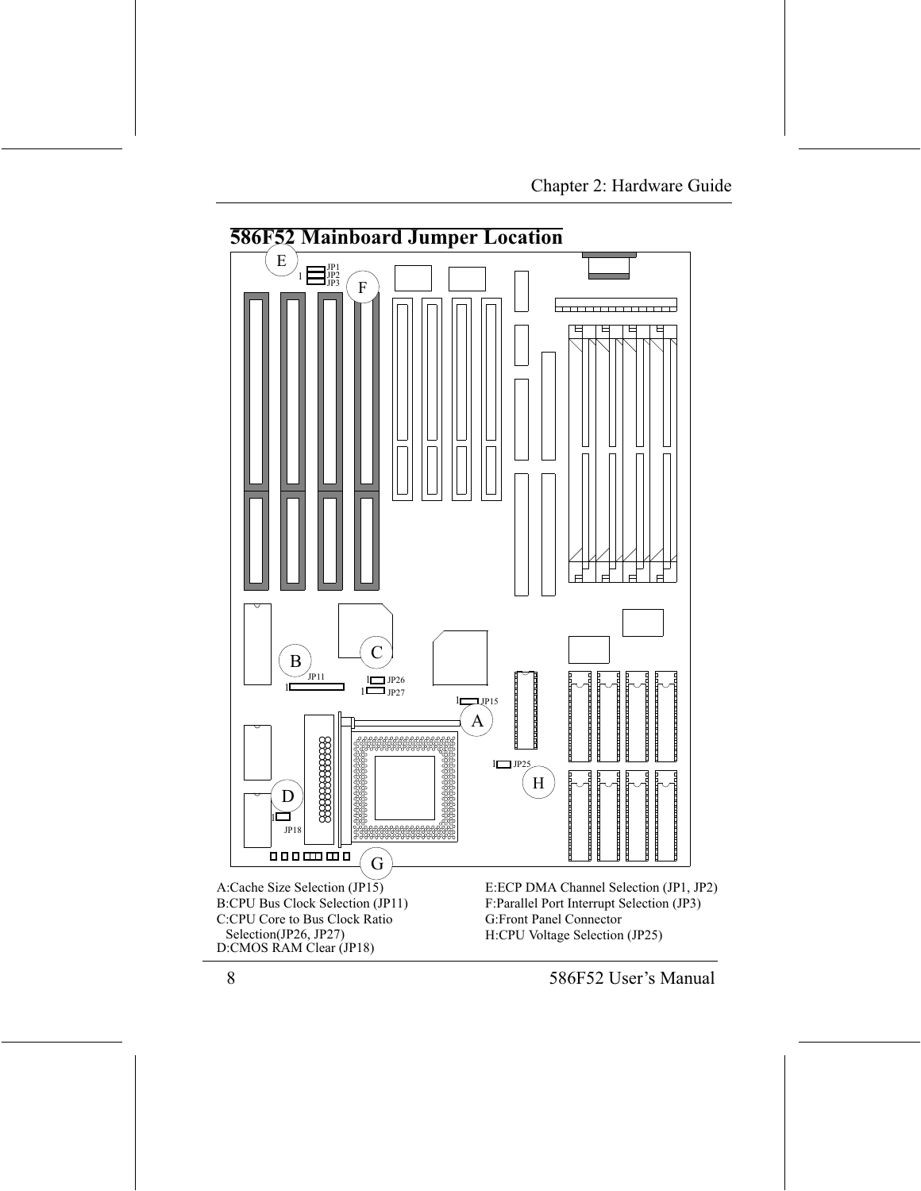## 586F52 Mainboard Jumper Location

A:Cache Size Selection (JP15)
B:CPU Bus Clock Selection (JP11)
C:CPU Core to Bus Clock Ratio Selection(JP26, JP27)
D:CMOS RAM Clear (JP18)
E:ECP DMA Channel Selection (JP1, JP2)
F:Parallel Port Interrupt Selection (JP3)
G:Front Panel Connector
H:CPU Voltage Selection (JP25)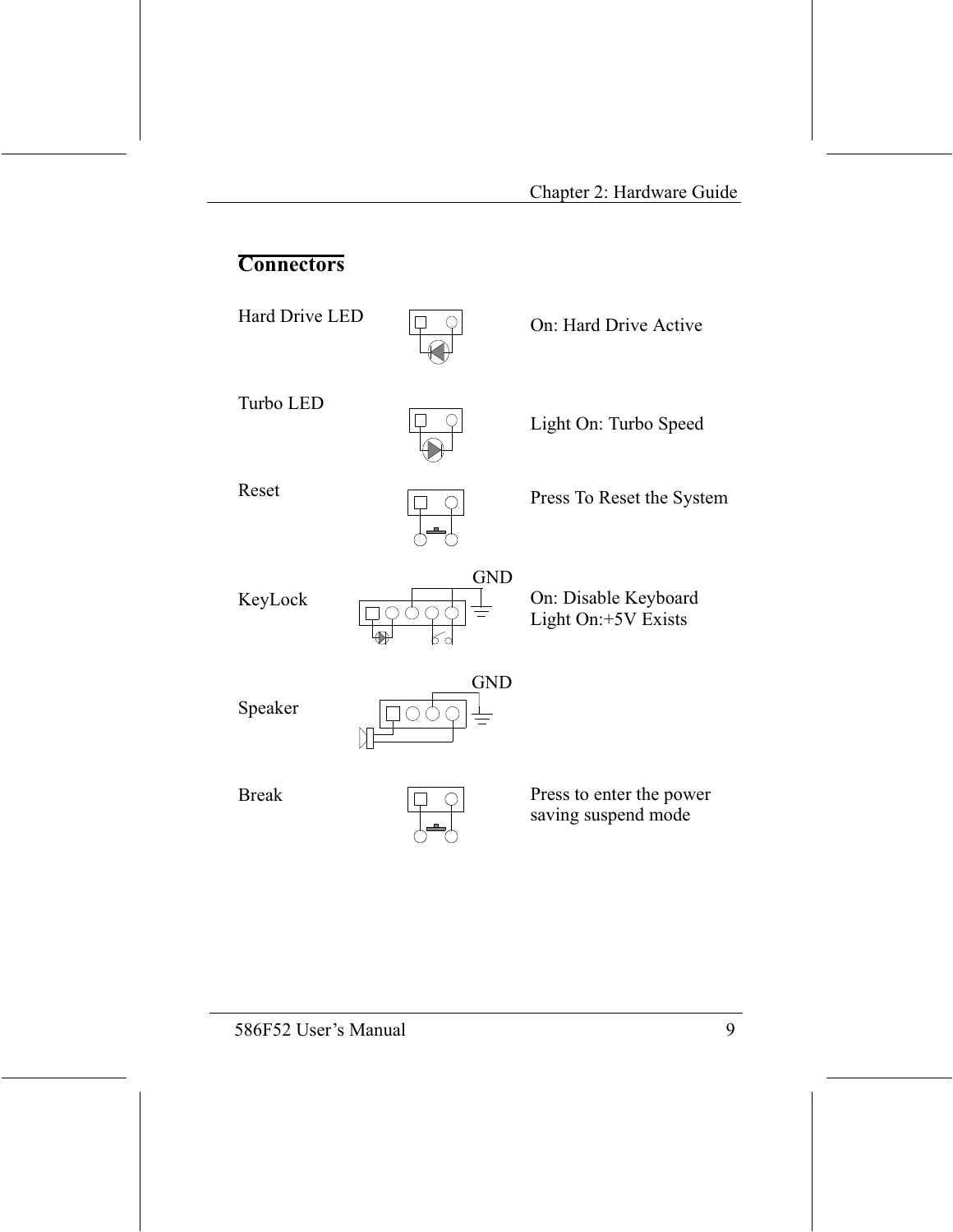## Connectors

| Connector | Description |
|---|---|
| Hard Drive LED | On: Hard Drive Active |
| Turbo LED | Light On: Turbo Speed |
| Reset | Press To Reset the System |
| KeyLock (GND) | On: Disable Keyboard<br>Light On:+5V Exists |
| Speaker (GND) | |
| Break | Press to enter the power saving suspend mode |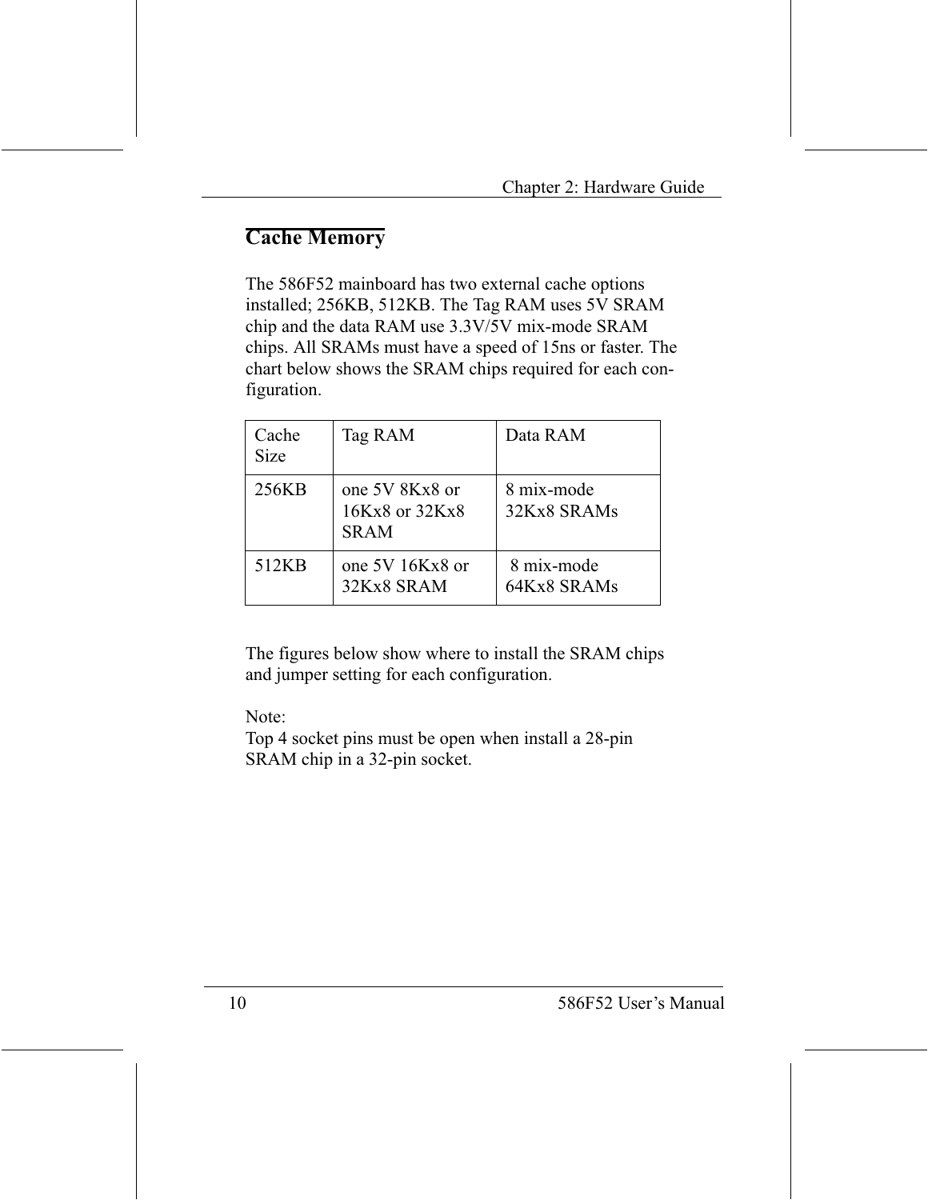## Cache Memory

The 586F52 mainboard has two external cache options installed; 256KB, 512KB. The Tag RAM uses 5V SRAM chip and the data RAM use 3.3V/5V mix-mode SRAM chips. All SRAMs must have a speed of 15ns or faster. The chart below shows the SRAM chips required for each configuration.

| Cache Size | Tag RAM | Data RAM |
|---|---|---|
| 256KB | one 5V 8Kx8 or 16Kx8 or 32Kx8 SRAM | 8 mix-mode 32Kx8 SRAMs |
| 512KB | one 5V 16Kx8 or 32Kx8 SRAM | 8 mix-mode 64Kx8 SRAMs |

The figures below show where to install the SRAM chips and jumper setting for each configuration.

Note:
Top 4 socket pins must be open when install a 28-pin SRAM chip in a 32-pin socket.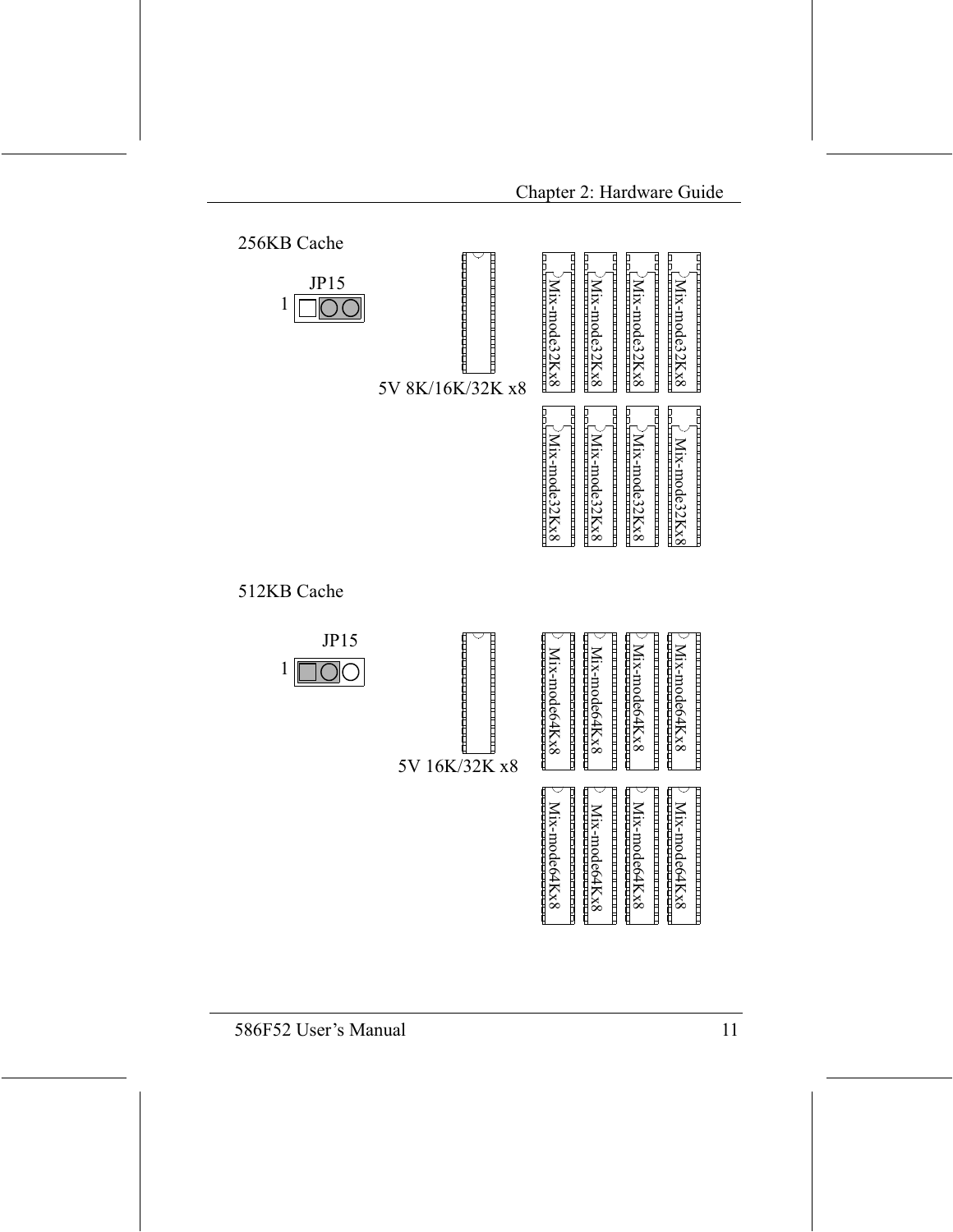256KB Cache

JP15

1

5V 8K/16K/32K x8

Mix-mode32Kx8
Mix-mode32Kx8
Mix-mode32Kx8
Mix-mode32Kx8
Mix-mode32Kx8
Mix-mode32Kx8
Mix-mode32Kx8
Mix-mode32Kx8

512KB Cache

JP15

1

5V 16K/32K x8

Mix-mode64Kx8
Mix-mode64Kx8
Mix-mode64Kx8
Mix-mode64Kx8
Mix-mode64Kx8
Mix-mode64Kx8
Mix-mode64Kx8
Mix-mode64Kx8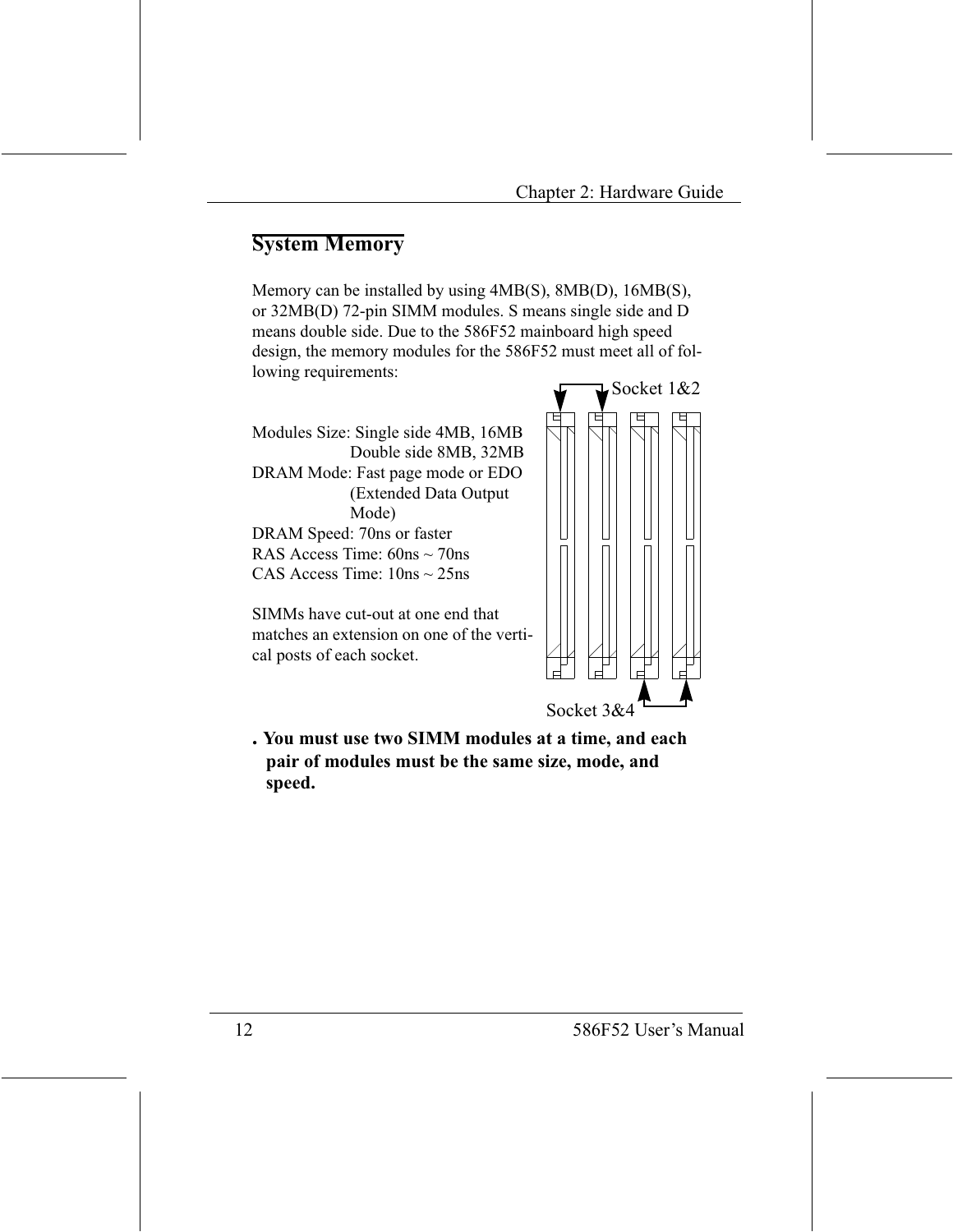## System Memory

Memory can be installed by using 4MB(S), 8MB(D), 16MB(S), or 32MB(D) 72-pin SIMM modules. S means single side and D means double side. Due to the 586F52 mainboard high speed design, the memory modules for the 586F52 must meet all of following requirements:

Socket 1&2

Modules Size: Single side 4MB, 16MB
Double side 8MB, 32MB
DRAM Mode: Fast page mode or EDO (Extended Data Output Mode)
DRAM Speed: 70ns or faster
RAS Access Time: 60ns ~ 70ns
CAS Access Time: 10ns ~ 25ns

SIMMs have cut-out at one end that matches an extension on one of the vertical posts of each socket.

Socket 3&4

**. You must use two SIMM modules at a time, and each pair of modules must be the same size, mode, and speed.**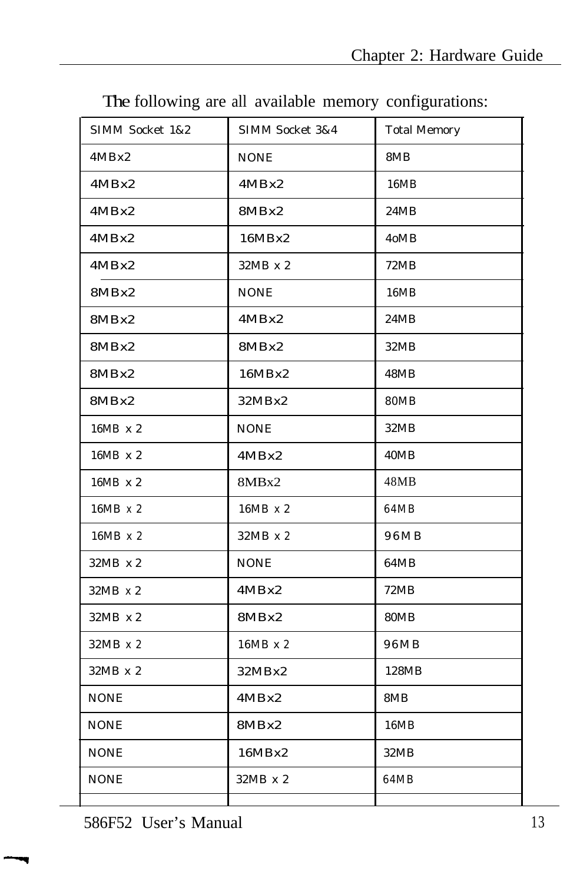The following are all available memory configurations:

| SIMM Socket 1&2 | SIMM Socket 3&4 | Total Memory |
|---|---|---|
| 4MBx2 | NONE | 8MB |
| 4MBx2 | 4MBx2 | 16MB |
| 4MBx2 | 8MBx2 | 24MB |
| 4MBx2 | 16MBx2 | 4oMB |
| 4MBx2 | 32MB x 2 | 72MB |
| 8MBx2 | NONE | 16MB |
| 8MBx2 | 4MBx2 | 24MB |
| 8MBx2 | 8MBx2 | 32MB |
| 8MBx2 | 16MBx2 | 48MB |
| 8MBx2 | 32MBx2 | 80MB |
| 16MB x 2 | NONE | 32MB |
| 16MB x 2 | 4MBx2 | 40MB |
| 16MB x 2 | 8MBx2 | 48MB |
| 16MB x 2 | 16MB x 2 | 64MB |
| 16MB x 2 | 32MB x 2 | 96MB |
| 32MB x 2 | NONE | 64MB |
| 32MB x 2 | 4MBx2 | 72MB |
| 32MB x 2 | 8MBx2 | 80MB |
| 32MB x 2 | 16MB x 2 | 96MB |
| 32MB x 2 | 32MBx2 | 128MB |
| NONE | 4MBx2 | 8MB |
| NONE | 8MBx2 | 16MB |
| NONE | 16MBx2 | 32MB |
| NONE | 32MB x 2 | 64MB |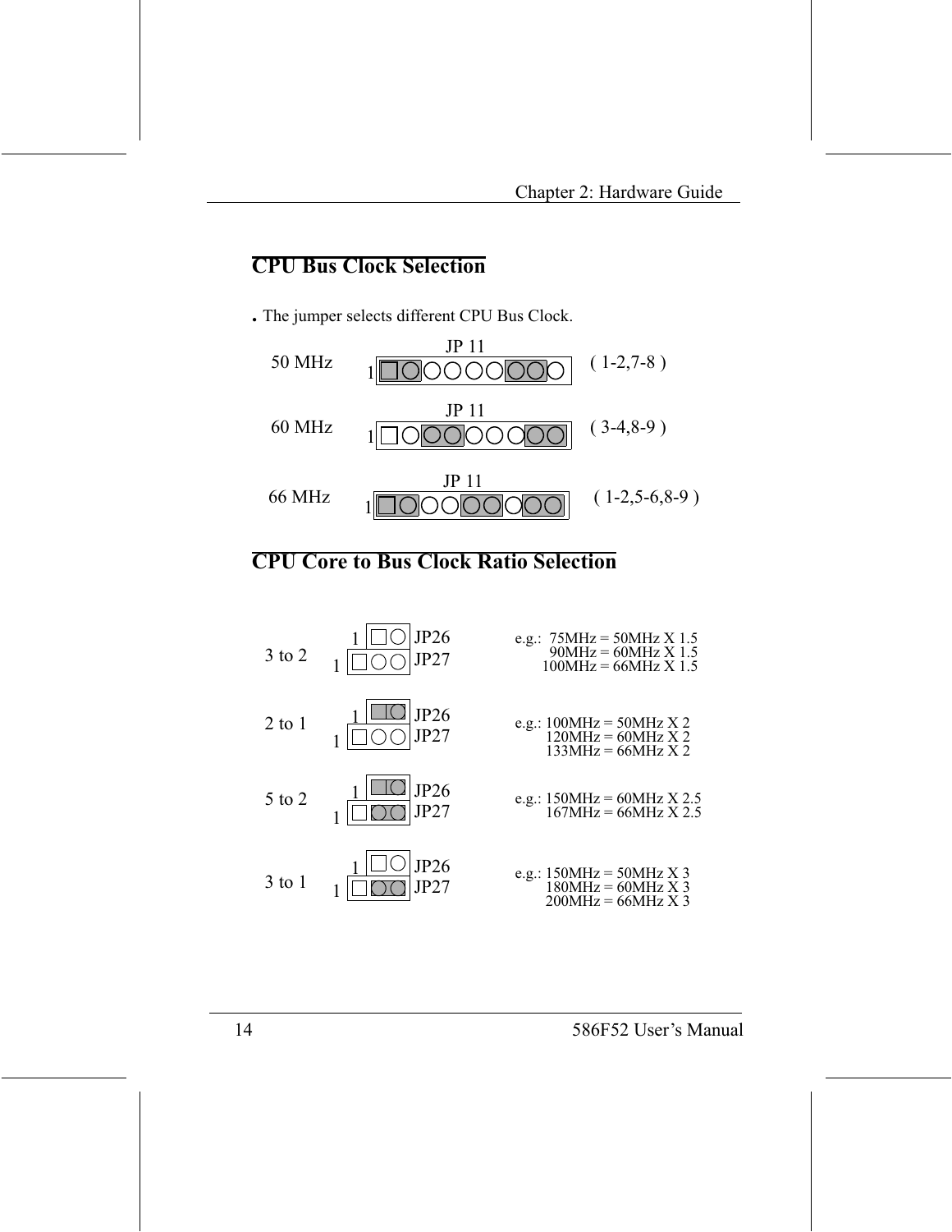## CPU Bus Clock Selection

. The jumper selects different CPU Bus Clock.

| Bus Clock | JP 11 |
| --- | --- |
| 50 MHz | ( 1-2,7-8 ) |
| 60 MHz | ( 3-4,8-9 ) |
| 66 MHz | ( 1-2,5-6,8-9 ) |

## CPU Core to Bus Clock Ratio Selection

| Ratio | JP26 | JP27 | Examples |
| --- | --- | --- | --- |
| 3 to 2 | Open | Open | e.g.: 75MHz = 50MHz X 1.5<br>90MHz = 60MHz X 1.5<br>100MHz = 66MHz X 1.5 |
| 2 to 1 | 1-2 | Open | e.g.: 100MHz = 50MHz X 2<br>120MHz = 60MHz X 2<br>133MHz = 66MHz X 2 |
| 5 to 2 | 1-2 | 2-3 | e.g.: 150MHz = 60MHz X 2.5<br>167MHz = 66MHz X 2.5 |
| 3 to 1 | Open | 2-3 | e.g.: 150MHz = 50MHz X 3<br>180MHz = 60MHz X 3<br>200MHz = 66MHz X 3 |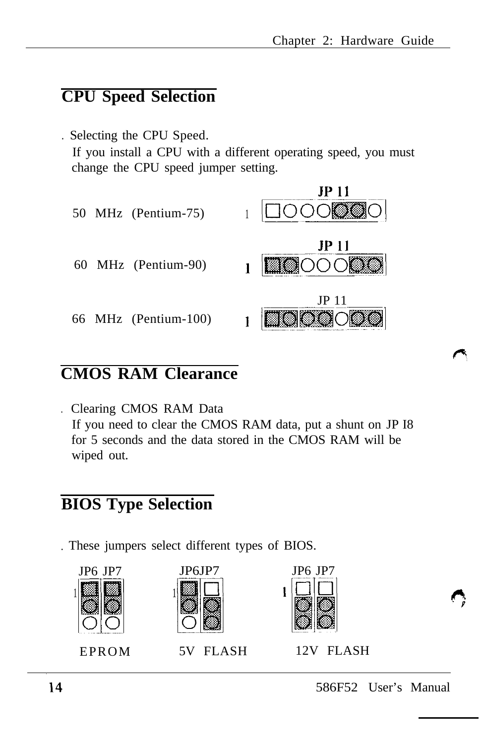## CPU Speed Selection

. Selecting the CPU Speed.

If you install a CPU with a different operating speed, you must change the CPU speed jumper setting.

| | JP 11 |
|---|---|
| 50 MHz (Pentium-75) | 1 |
| 60 MHz (Pentium-90) | 1 |
| 66 MHz (Pentium-100) | 1 |

## CMOS RAM Clearance

. Clearing CMOS RAM Data

If you need to clear the CMOS RAM data, put a shunt on JP I8 for 5 seconds and the data stored in the CMOS RAM will be wiped out.

## BIOS Type Selection

. These jumpers select different types of BIOS.

| JP6 JP7 | JP6 JP7 | JP6 JP7 |
|---|---|---|
| EPROM | 5V FLASH | 12V FLASH |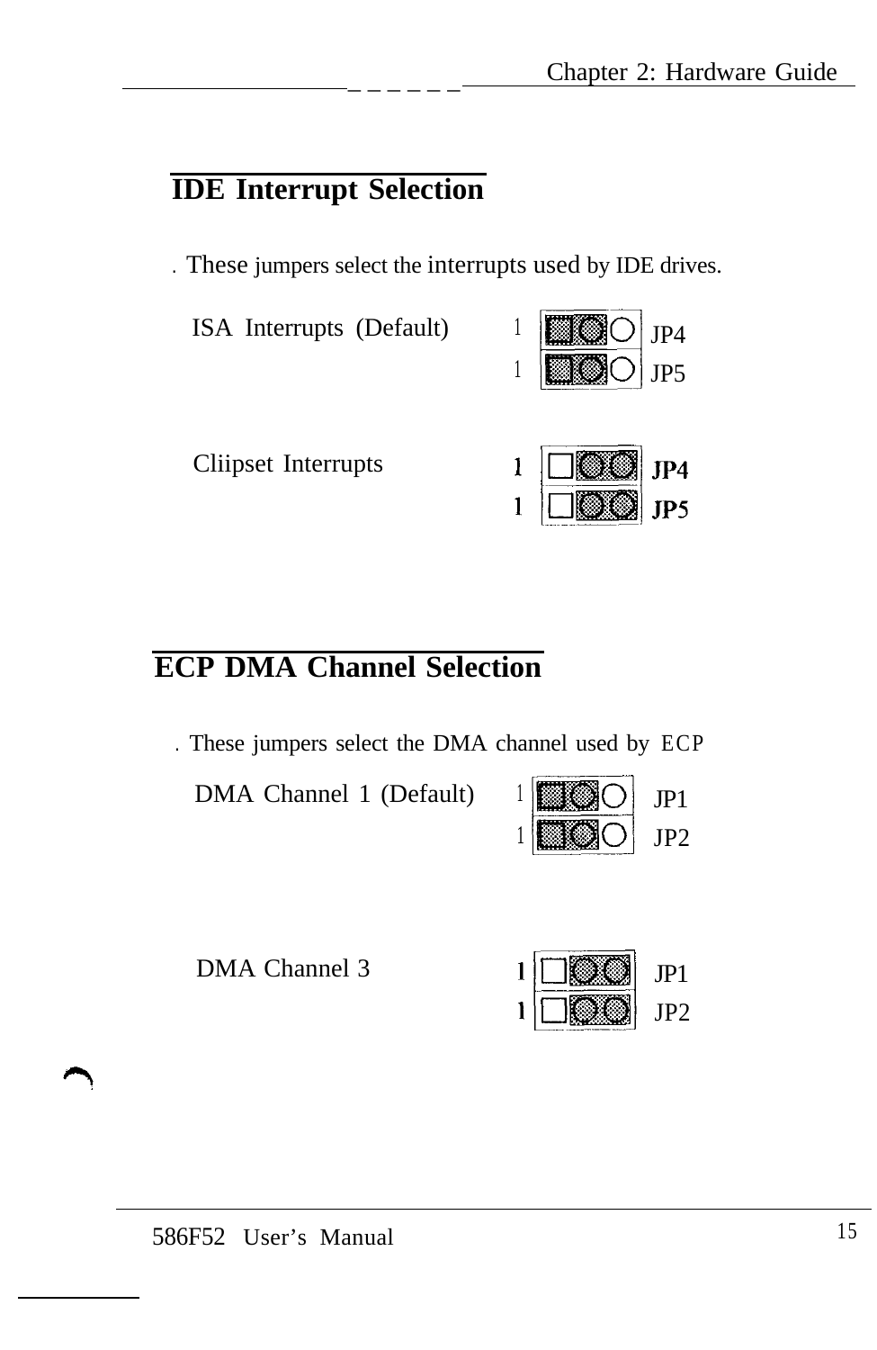## IDE Interrupt Selection

. These jumpers select the interrupts used by IDE drives.

ISA Interrupts (Default)

1 JP4
1 JP5

Cliipset Interrupts

1 JP4
1 JP5

## ECP DMA Channel Selection

. These jumpers select the DMA channel used by ECP

DMA Channel 1 (Default)

1 JP1
1 JP2

DMA Channel 3

1 JP1
1 JP2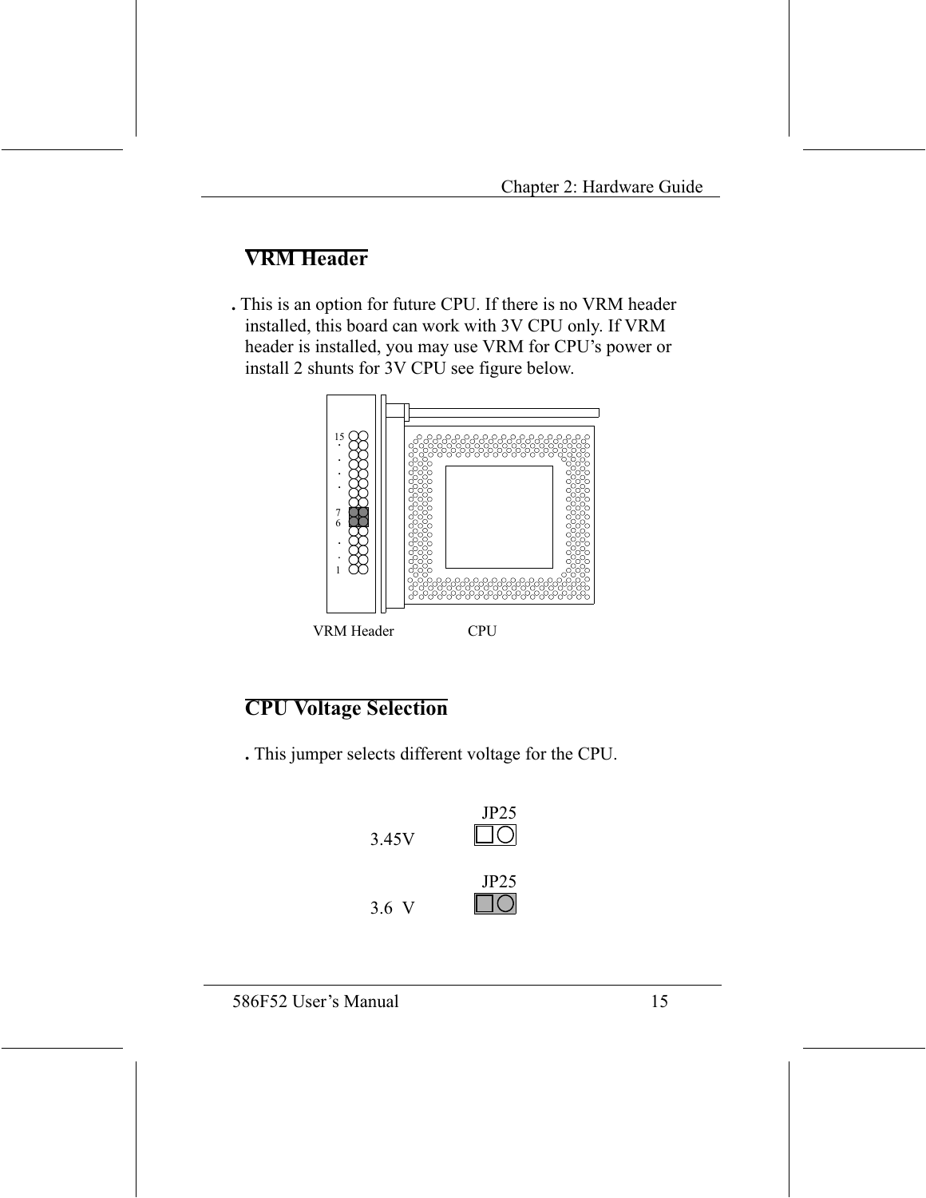## VRM Header

. This is an option for future CPU. If there is no VRM header installed, this board can work with 3V CPU only. If VRM header is installed, you may use VRM for CPU's power or install 2 shunts for 3V CPU see figure below.

15
.
.
.
.
7
6
.
.
1

VRM Header CPU

## CPU Voltage Selection

. This jumper selects different voltage for the CPU.

| Voltage | JP25 |
|---|---|
| 3.45V | Open |
| 3.6 V | Closed |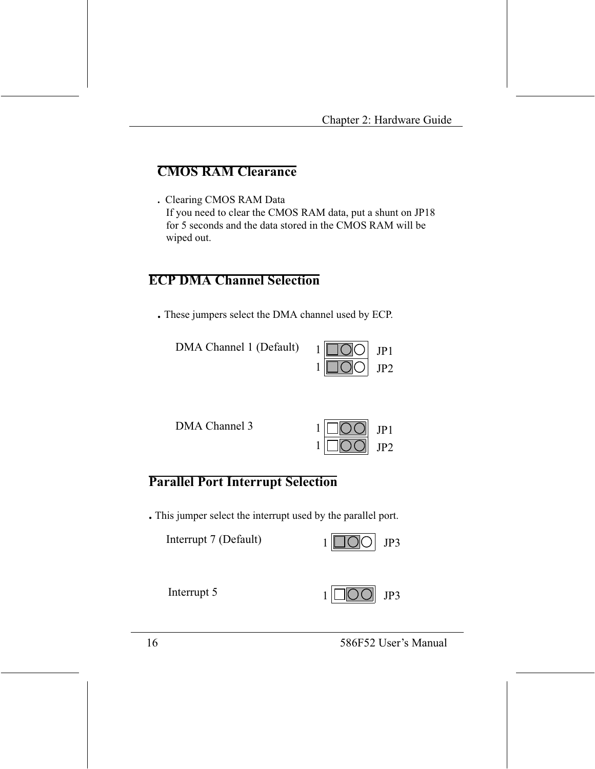## CMOS RAM Clearance

- Clearing CMOS RAM Data
  If you need to clear the CMOS RAM data, put a shunt on JP18 for 5 seconds and the data stored in the CMOS RAM will be wiped out.

## ECP DMA Channel Selection

- These jumpers select the DMA channel used by ECP.

DMA Channel 1 (Default)

1 JP1
1 JP2

DMA Channel 3

1 JP1
1 JP2

## Parallel Port Interrupt Selection

- This jumper select the interrupt used by the parallel port.

Interrupt 7 (Default)

1 JP3

Interrupt 5

1 JP3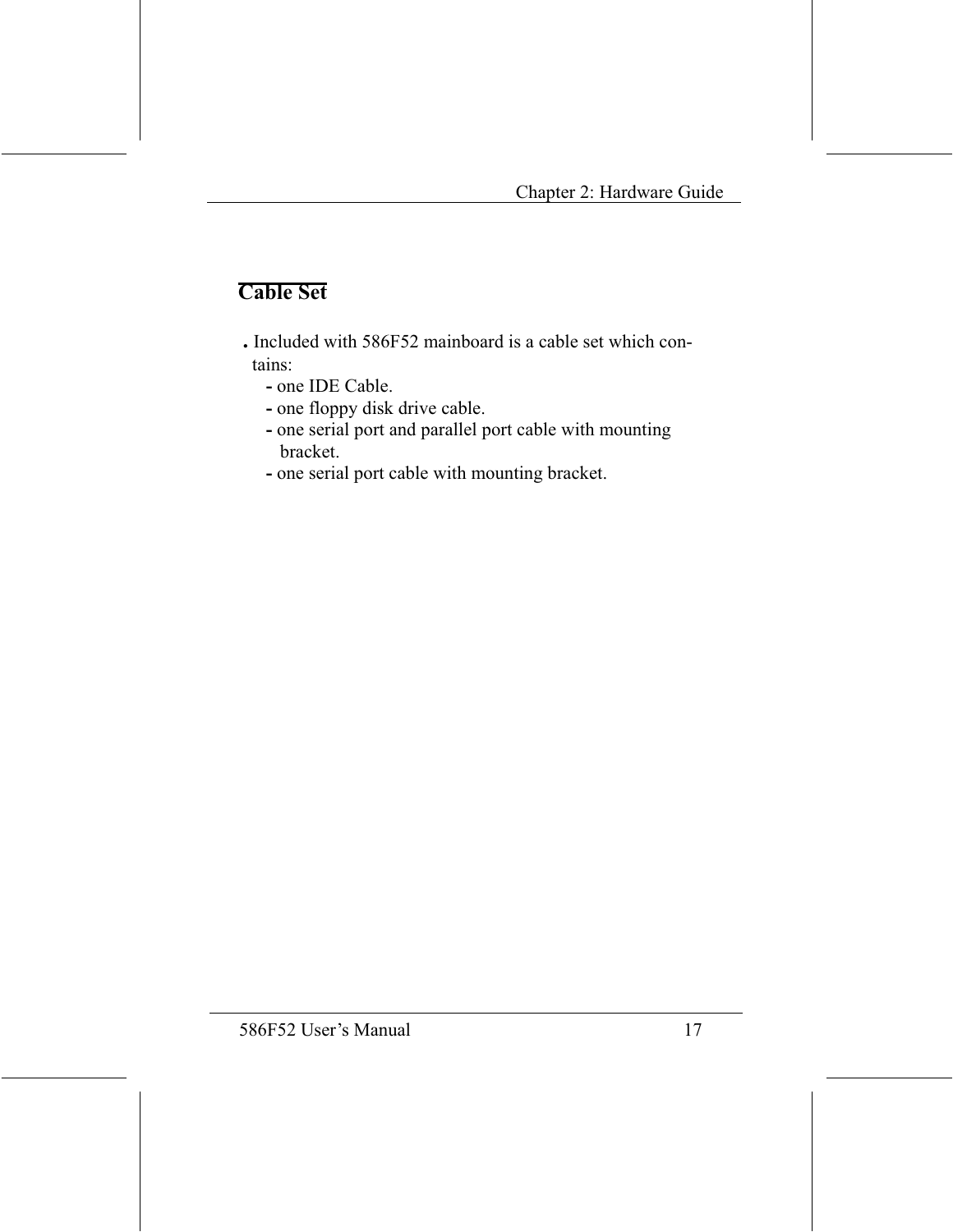## Cable Set

- Included with 586F52 mainboard is a cable set which contains:
  - one IDE Cable.
  - one floppy disk drive cable.
  - one serial port and parallel port cable with mounting bracket.
  - one serial port cable with mounting bracket.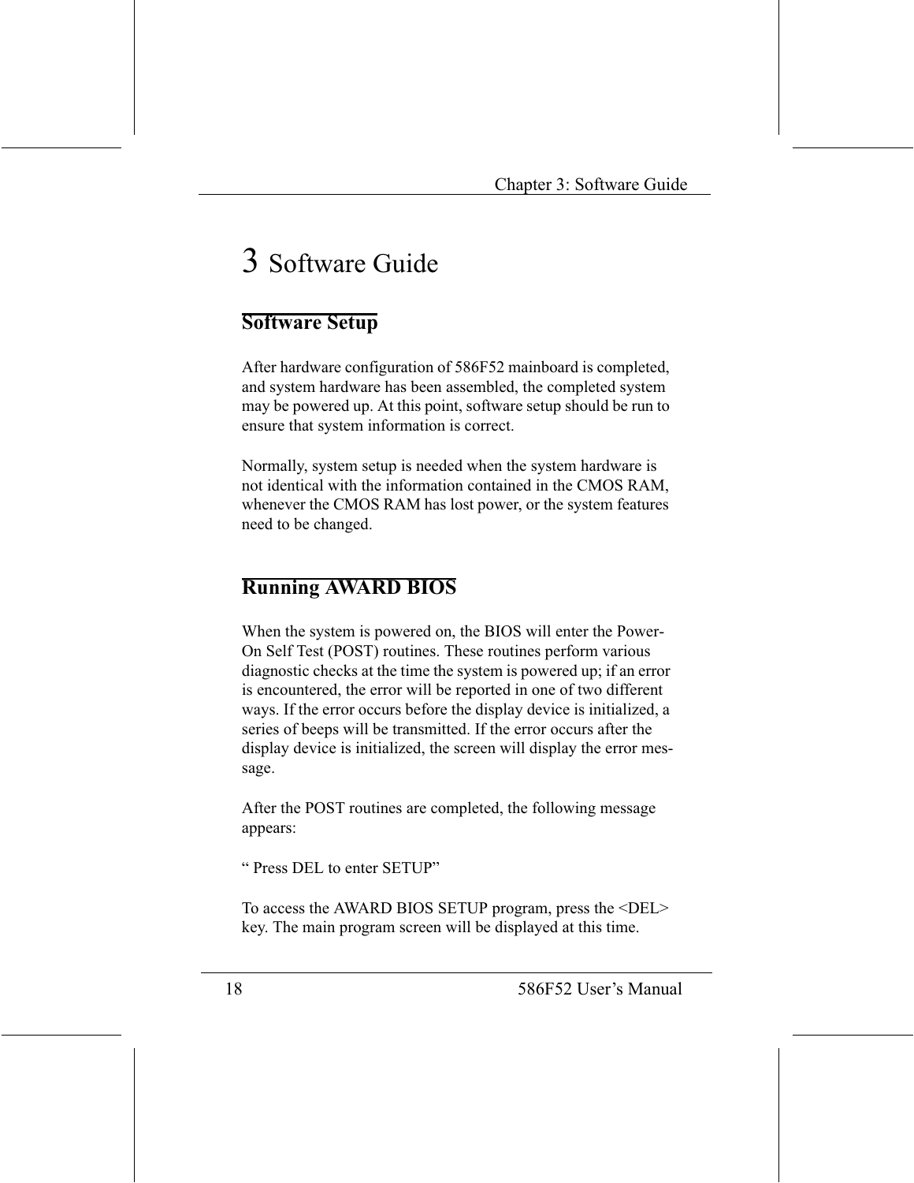# 3 Software Guide

## Software Setup

After hardware configuration of 586F52 mainboard is completed, and system hardware has been assembled, the completed system may be powered up. At this point, software setup should be run to ensure that system information is correct.

Normally, system setup is needed when the system hardware is not identical with the information contained in the CMOS RAM, whenever the CMOS RAM has lost power, or the system features need to be changed.

## Running AWARD BIOS

When the system is powered on, the BIOS will enter the Power-On Self Test (POST) routines. These routines perform various diagnostic checks at the time the system is powered up; if an error is encountered, the error will be reported in one of two different ways. If the error occurs before the display device is initialized, a series of beeps will be transmitted. If the error occurs after the display device is initialized, the screen will display the error message.

After the POST routines are completed, the following message appears:

" Press DEL to enter SETUP"

To access the AWARD BIOS SETUP program, press the <DEL> key. The main program screen will be displayed at this time.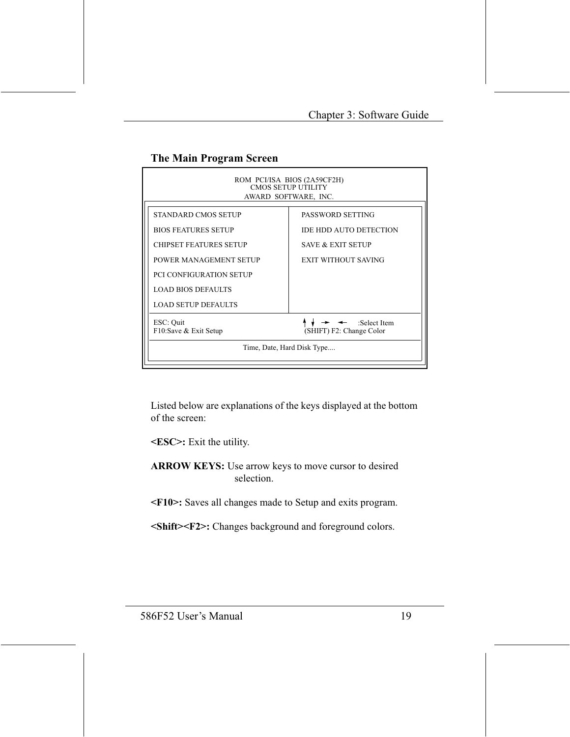## The Main Program Screen

```
                    ROM  PCI/ISA  BIOS (2A59CF2H)
                         CMOS SETUP UTILITY
                       AWARD  SOFTWARE,  INC.

STANDARD CMOS SETUP                 PASSWORD SETTING
BIOS FEATURES SETUP                 IDE HDD AUTO DETECTION
CHIPSET FEATURES SETUP              SAVE & EXIT SETUP
POWER MANAGEMENT SETUP              EXIT WITHOUT SAVING
PCI CONFIGURATION SETUP
LOAD BIOS DEFAULTS
LOAD SETUP DEFAULTS

ESC: Quit                           ↑ ↓ → ←   :Select Item
F10:Save & Exit Setup               (SHIFT) F2: Change Color

                    Time, Date, Hard Disk Type....
```

Listed below are explanations of the keys displayed at the bottom of the screen:

**<ESC>:** Exit the utility.

**ARROW KEYS:** Use arrow keys to move cursor to desired selection.

**<F10>:** Saves all changes made to Setup and exits program.

**<Shift><F2>:** Changes background and foreground colors.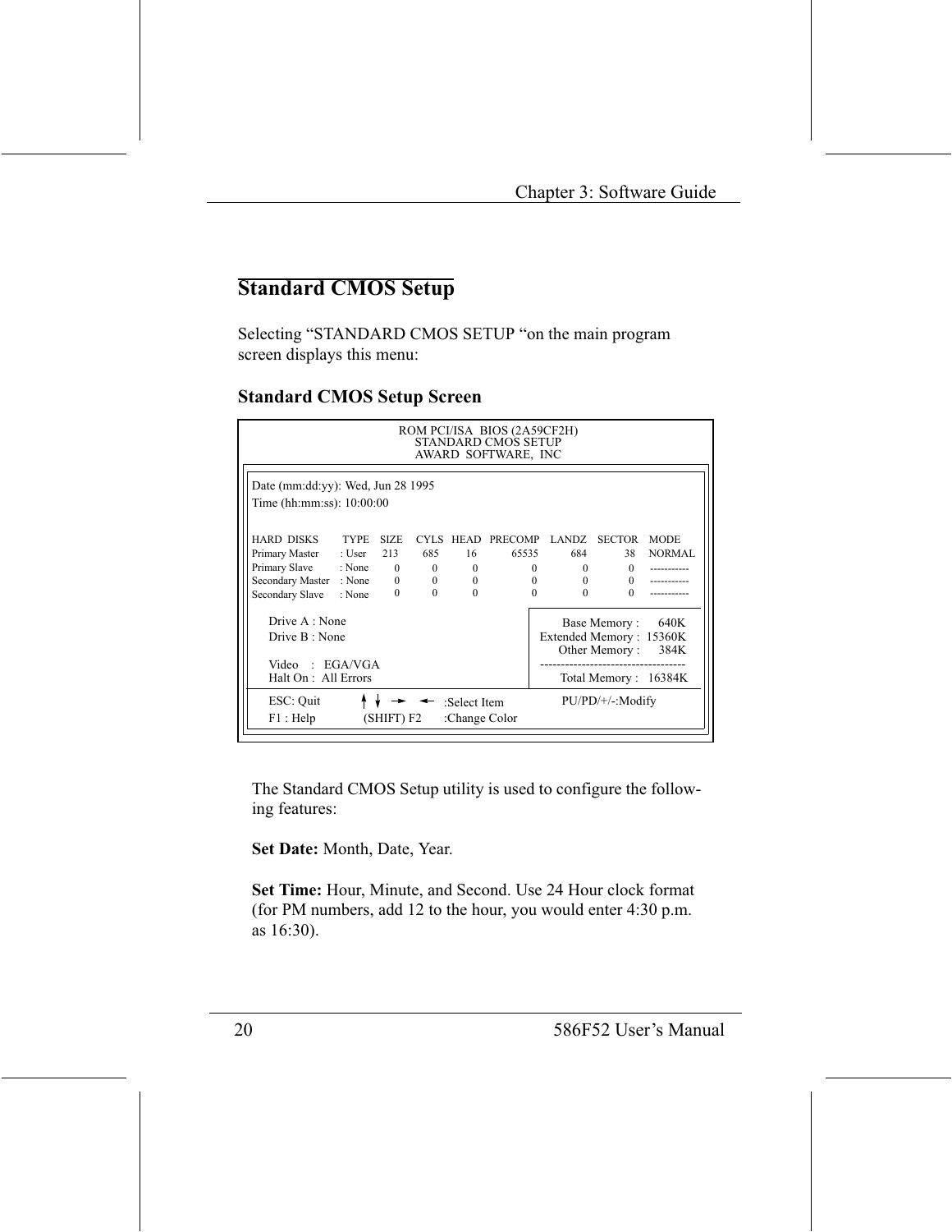## Standard CMOS Setup

Selecting "STANDARD CMOS SETUP "on the main program screen displays this menu:

### Standard CMOS Setup Screen

```
                      ROM PCI/ISA  BIOS (2A59CF2H)
                         STANDARD CMOS SETUP
                        AWARD  SOFTWARE,  INC

Date (mm:dd:yy): Wed, Jun 28 1995
Time (hh:mm:ss): 10:00:00

HARD  DISKS        TYPE    SIZE   CYLS   HEAD   PRECOMP   LANDZ   SECTOR   MODE
Primary Master    : User    213    685     16     65535     684      38    NORMAL
Primary Slave     : None      0      0      0         0       0       0    -----------
Secondary Master  : None      0      0      0         0       0       0    -----------
Secondary Slave   : None      0      0      0         0       0       0    -----------

   Drive A : None                                    Base Memory :      640K
   Drive B : None                                Extended Memory :    15360K
                                                    Other Memory :      384K
   Video    :   EGA/VGA                        -----------------------------------
   Halt On :  All Errors                            Total Memory :    16384K

   ESC: Quit         ↑ ↓ → ←      :Select Item          PU/PD/+/-:Modify
   F1 : Help         (SHIFT) F2   :Change Color
```

The Standard CMOS Setup utility is used to configure the following features:

**Set Date:** Month, Date, Year.

**Set Time:** Hour, Minute, and Second. Use 24 Hour clock format (for PM numbers, add 12 to the hour, you would enter 4:30 p.m. as 16:30).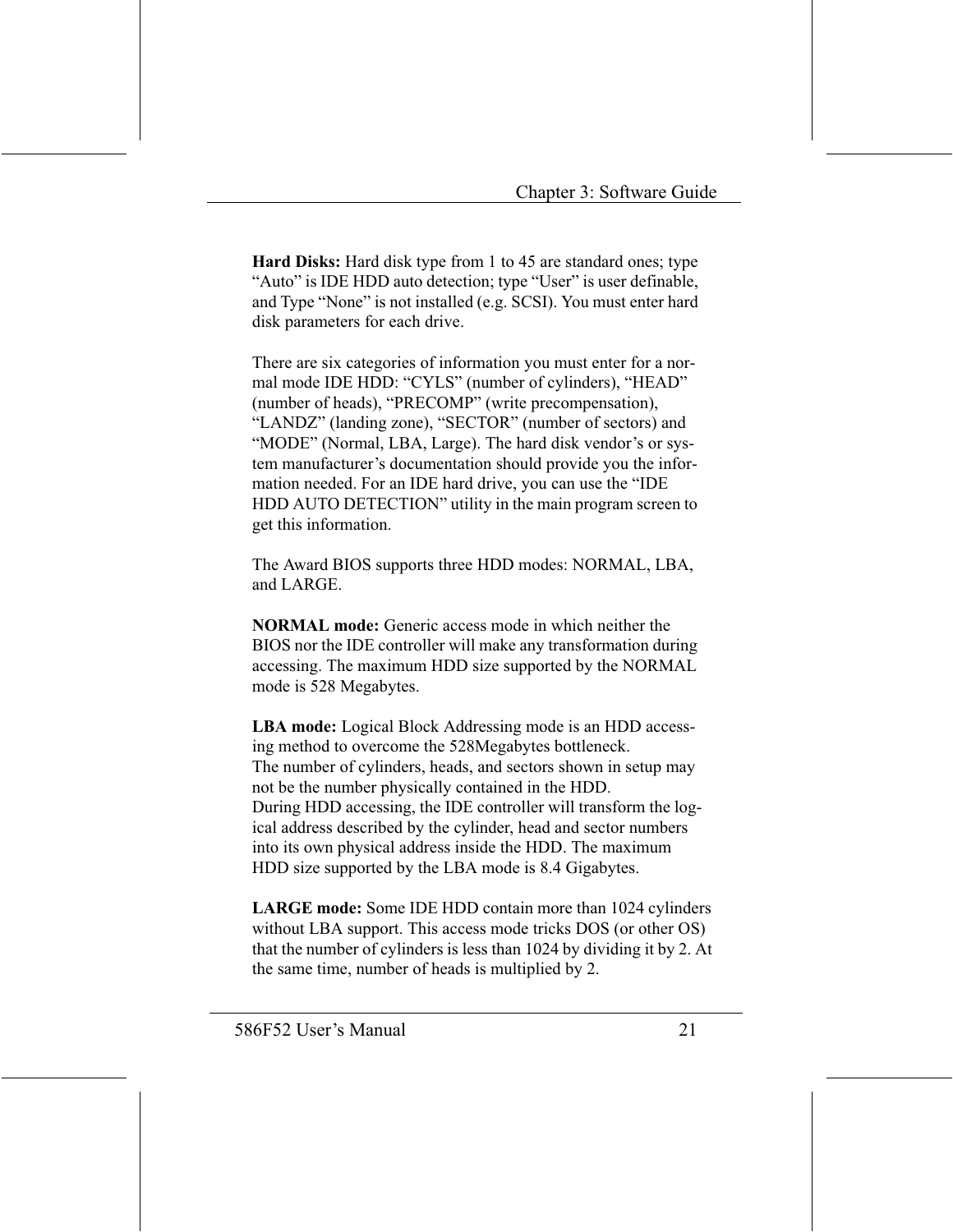**Hard Disks:** Hard disk type from 1 to 45 are standard ones; type "Auto" is IDE HDD auto detection; type "User" is user definable, and Type "None" is not installed (e.g. SCSI). You must enter hard disk parameters for each drive.

There are six categories of information you must enter for a normal mode IDE HDD: "CYLS" (number of cylinders), "HEAD" (number of heads), "PRECOMP" (write precompensation), "LANDZ" (landing zone), "SECTOR" (number of sectors) and "MODE" (Normal, LBA, Large). The hard disk vendor's or system manufacturer's documentation should provide you the information needed. For an IDE hard drive, you can use the "IDE HDD AUTO DETECTION" utility in the main program screen to get this information.

The Award BIOS supports three HDD modes: NORMAL, LBA, and LARGE.

**NORMAL mode:** Generic access mode in which neither the BIOS nor the IDE controller will make any transformation during accessing. The maximum HDD size supported by the NORMAL mode is 528 Megabytes.

**LBA mode:** Logical Block Addressing mode is an HDD accessing method to overcome the 528Megabytes bottleneck.
The number of cylinders, heads, and sectors shown in setup may not be the number physically contained in the HDD.
During HDD accessing, the IDE controller will transform the logical address described by the cylinder, head and sector numbers into its own physical address inside the HDD. The maximum HDD size supported by the LBA mode is 8.4 Gigabytes.

**LARGE mode:** Some IDE HDD contain more than 1024 cylinders without LBA support. This access mode tricks DOS (or other OS) that the number of cylinders is less than 1024 by dividing it by 2. At the same time, number of heads is multiplied by 2.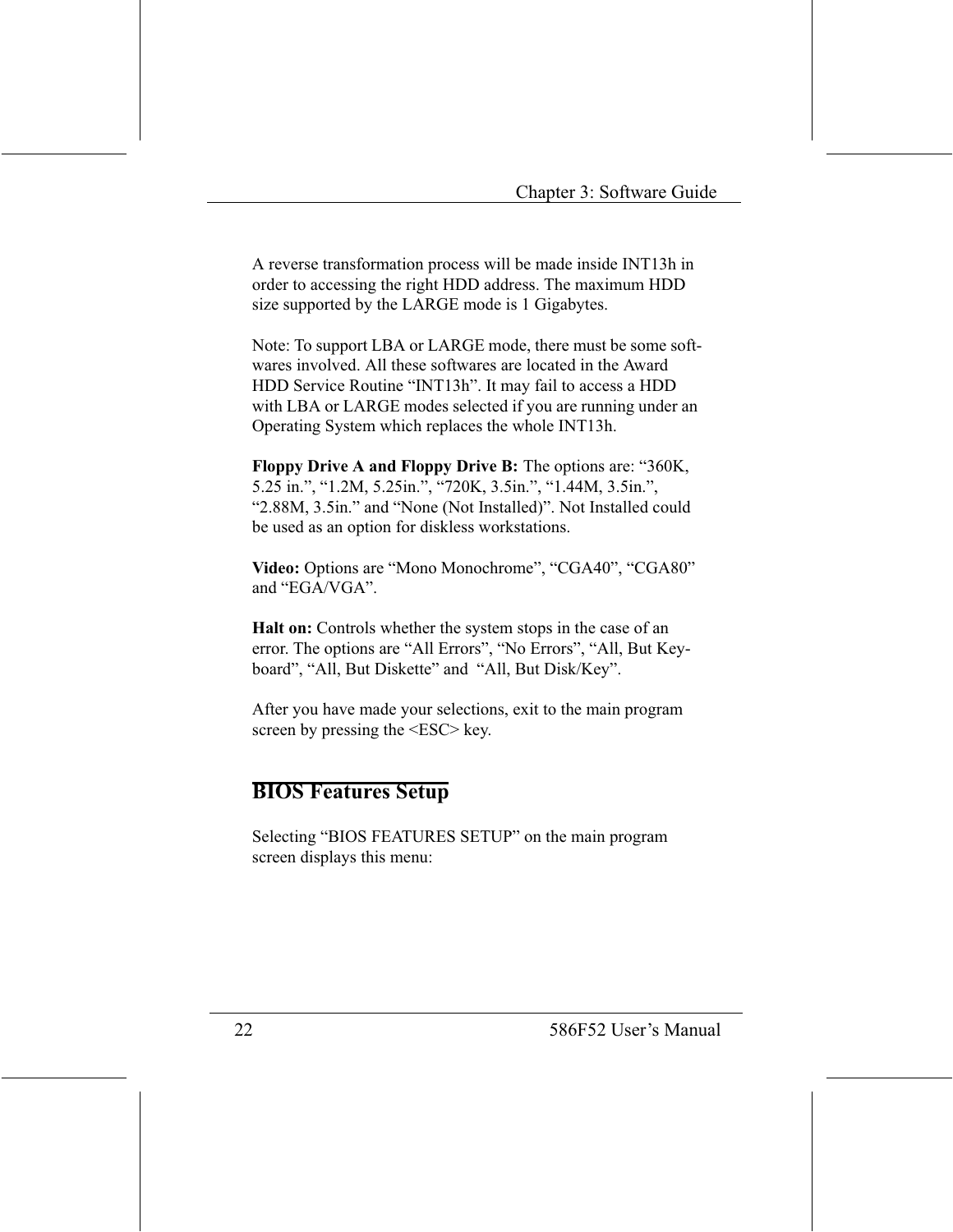A reverse transformation process will be made inside INT13h in order to accessing the right HDD address. The maximum HDD size supported by the LARGE mode is 1 Gigabytes.

Note: To support LBA or LARGE mode, there must be some softwares involved. All these softwares are located in the Award HDD Service Routine “INT13h”. It may fail to access a HDD with LBA or LARGE modes selected if you are running under an Operating System which replaces the whole INT13h.

**Floppy Drive A and Floppy Drive B:** The options are: “360K, 5.25 in.”, “1.2M, 5.25in.”, “720K, 3.5in.”, “1.44M, 3.5in.”, “2.88M, 3.5in.” and “None (Not Installed)”. Not Installed could be used as an option for diskless workstations.

**Video:** Options are “Mono Monochrome”, “CGA40”, “CGA80” and “EGA/VGA”.

**Halt on:** Controls whether the system stops in the case of an error. The options are “All Errors”, “No Errors”, “All, But Keyboard”, “All, But Diskette” and “All, But Disk/Key”.

After you have made your selections, exit to the main program screen by pressing the <ESC> key.

## BIOS Features Setup

Selecting “BIOS FEATURES SETUP” on the main program screen displays this menu: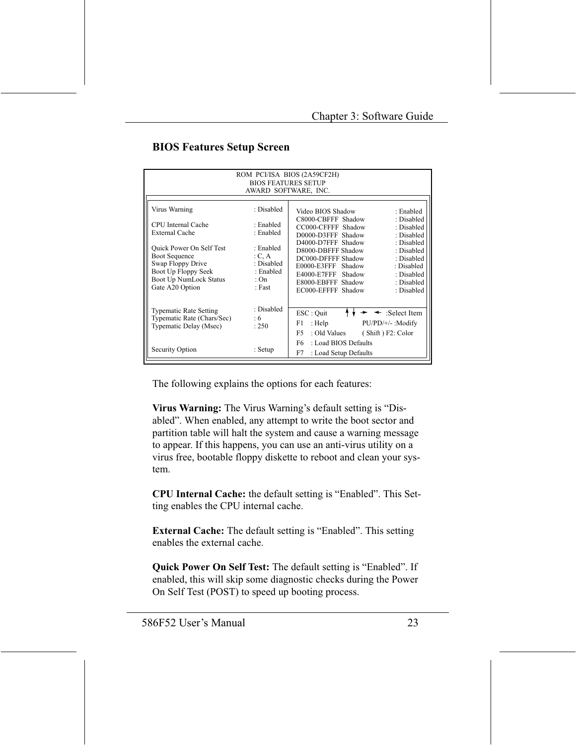## BIOS Features Setup Screen

```
                         ROM  PCI/ISA  BIOS (2A59CF2H)
                            BIOS FEATURES SETUP
                           AWARD  SOFTWARE,  INC.

Virus Warning                    : Disabled   Video BIOS Shadow          : Enabled
                                              C8000-CBFFF  Shadow        : Disabled
CPU Internal Cache               : Enabled    CC000-CFFFF  Shadow        : Disabled
External Cache                   : Enabled    D0000-D3FFF  Shadow        : Disabled
                                              D4000-D7FFF  Shadow        : Disabled
Quick Power On Self Test         : Enabled    D8000-DBFFF Shadow         : Disabled
Boot Sequence                    : C, A       DC000-DFFFF Shadow         : Disabled
Swap Floppy Drive                : Disabled   E0000-E3FFF   Shadow       : Disabled
Boot Up Floppy Seek              : Enabled    E4000-E7FFF   Shadow       : Disabled
Boot Up NumLock Status           : On         E8000-EBFFF  Shadow        : Disabled
Gate A20 Option                  : Fast       EC000-EFFFF  Shadow        : Disabled

Typematic Rate Setting           : Disabled   ESC : Quit      ↑↓ → ←  :Select Item
Typematic Rate (Chars/Sec)       : 6          F1   : Help          PU/PD/+/- :Modify
Typematic Delay (Msec)           : 250        F5   : Old Values    ( Shift ) F2: Color
                                              F6   : Load BIOS Defaults
Security Option                  : Setup      F7   : Load Setup Defaults
```

The following explains the options for each features:

**Virus Warning:** The Virus Warning's default setting is "Disabled". When enabled, any attempt to write the boot sector and partition table will halt the system and cause a warning message to appear. If this happens, you can use an anti-virus utility on a virus free, bootable floppy diskette to reboot and clean your system.

**CPU Internal Cache:** the default setting is "Enabled". This Setting enables the CPU internal cache.

**External Cache:** The default setting is "Enabled". This setting enables the external cache.

**Quick Power On Self Test:** The default setting is "Enabled". If enabled, this will skip some diagnostic checks during the Power On Self Test (POST) to speed up booting process.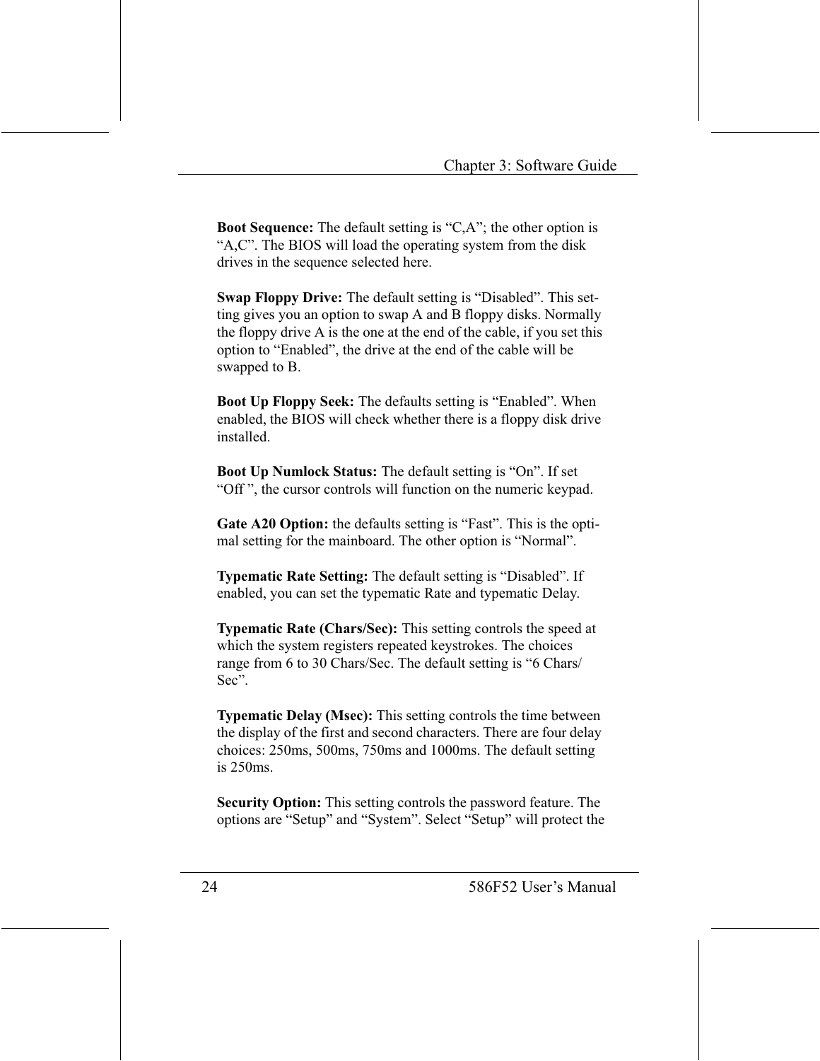**Boot Sequence:** The default setting is “C,A”; the other option is “A,C”. The BIOS will load the operating system from the disk drives in the sequence selected here.

**Swap Floppy Drive:** The default setting is “Disabled”. This setting gives you an option to swap A and B floppy disks. Normally the floppy drive A is the one at the end of the cable, if you set this option to “Enabled”, the drive at the end of the cable will be swapped to B.

**Boot Up Floppy Seek:** The defaults setting is “Enabled”. When enabled, the BIOS will check whether there is a floppy disk drive installed.

**Boot Up Numlock Status:** The default setting is “On”. If set “Off ”, the cursor controls will function on the numeric keypad.

**Gate A20 Option:** the defaults setting is “Fast”. This is the optimal setting for the mainboard. The other option is “Normal”.

**Typematic Rate Setting:** The default setting is “Disabled”. If enabled, you can set the typematic Rate and typematic Delay.

**Typematic Rate (Chars/Sec):** This setting controls the speed at which the system registers repeated keystrokes. The choices range from 6 to 30 Chars/Sec. The default setting is “6 Chars/Sec”.

**Typematic Delay (Msec):** This setting controls the time between the display of the first and second characters. There are four delay choices: 250ms, 500ms, 750ms and 1000ms. The default setting is 250ms.

**Security Option:** This setting controls the password feature. The options are “Setup” and “System”. Select “Setup” will protect the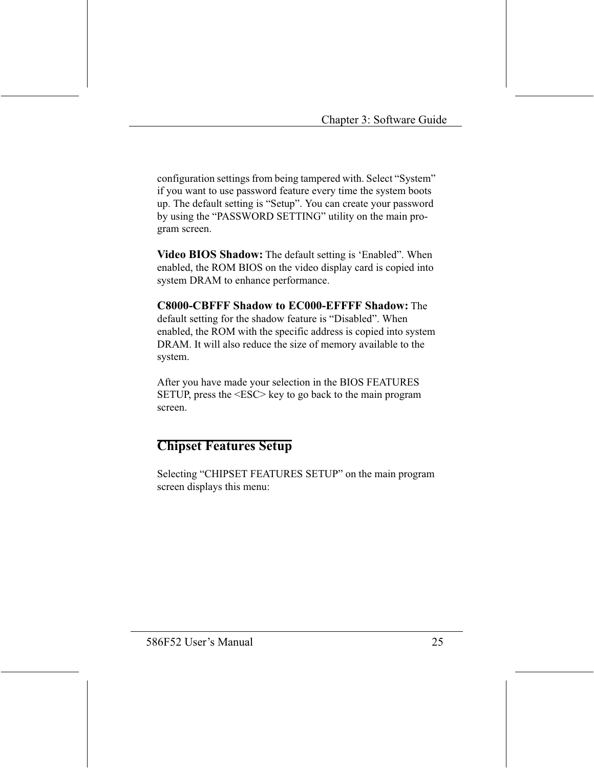configuration settings from being tampered with. Select “System” if you want to use password feature every time the system boots up. The default setting is “Setup”. You can create your password by using the “PASSWORD SETTING” utility on the main program screen.

**Video BIOS Shadow:** The default setting is ‘Enabled”. When enabled, the ROM BIOS on the video display card is copied into system DRAM to enhance performance.

**C8000-CBFFF Shadow to EC000-EFFFF Shadow:** The default setting for the shadow feature is “Disabled”. When enabled, the ROM with the specific address is copied into system DRAM. It will also reduce the size of memory available to the system.

After you have made your selection in the BIOS FEATURES SETUP, press the <ESC> key to go back to the main program screen.

## Chipset Features Setup

Selecting “CHIPSET FEATURES SETUP” on the main program screen displays this menu: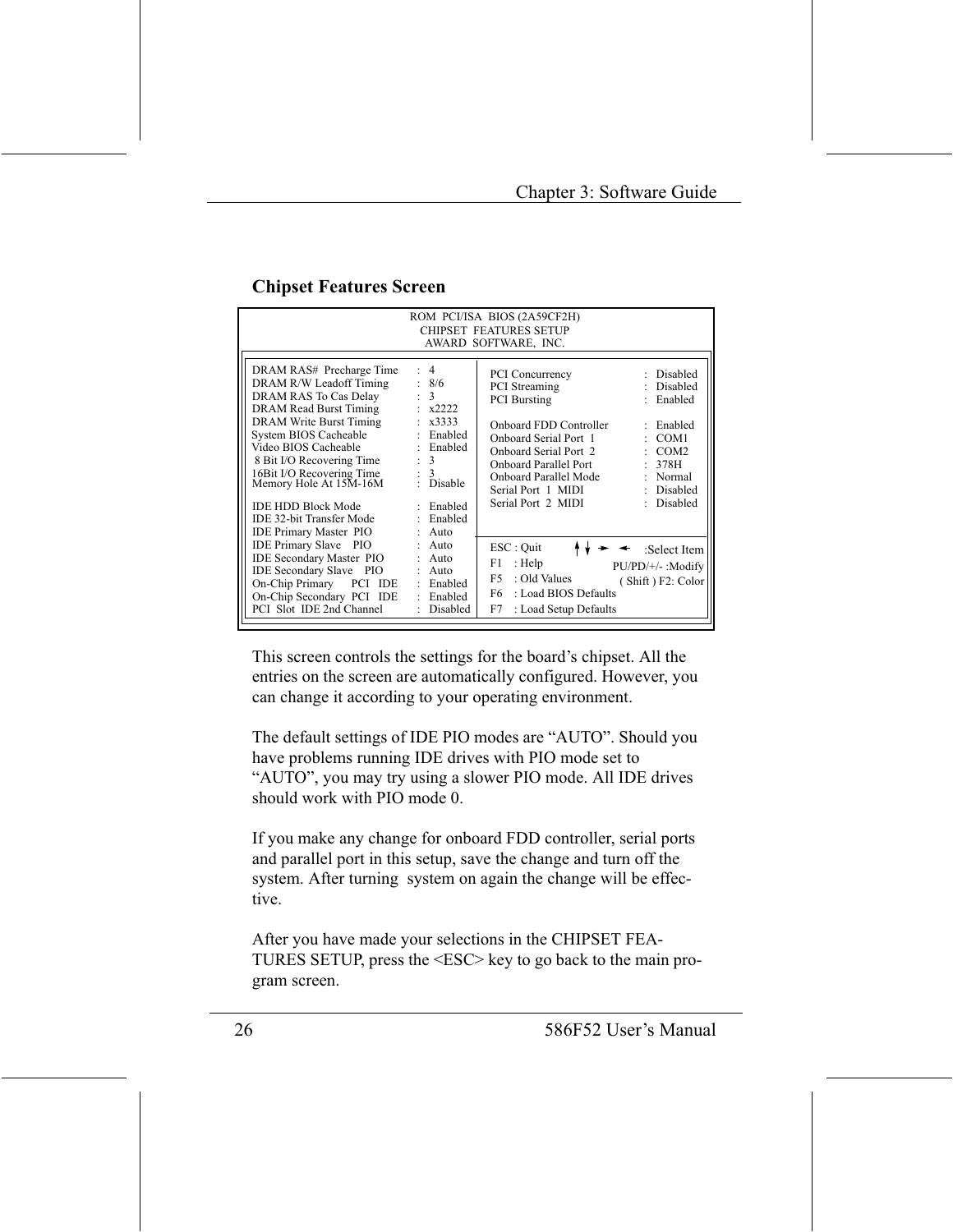## Chipset Features Screen

```
                        ROM  PCI/ISA  BIOS (2A59CF2H)
                          CHIPSET  FEATURES SETUP
                           AWARD  SOFTWARE,  INC.

DRAM RAS#  Precharge Time   :  4          PCI Concurrency            :  Disabled
DRAM R/W Leadoff Timing     :  8/6        PCI Streaming              :  Disabled
DRAM RAS To Cas Delay       :  3          PCI Bursting               :  Enabled
DRAM Read Burst Timing      :  x2222
DRAM Write Burst Timing     :  x3333      Onboard FDD Controller     :  Enabled
System BIOS Cacheable       :  Enabled    Onboard Serial Port  1     :  COM1
Video BIOS Cacheable        :  Enabled    Onboard Serial Port  2     :  COM2
 8 Bit I/O Recovering Time  :  3          Onboard Parallel Port      :  378H
16Bit I/O Recovering Time   :  3          Onboard Parallel Mode      :  Normal
Memory Hole At 15M-16M      :  Disable    Serial Port  1  MIDI       :  Disabled
                                          Serial Port  2  MIDI       :  Disabled
IDE HDD Block Mode          :  Enabled
IDE 32-bit Transfer Mode    :  Enabled
IDE Primary Master  PIO     :  Auto
IDE Primary Slave    PIO    :  Auto       ESC : Quit        ↑↓→←    :Select Item
IDE Secondary Master  PIO   :  Auto       F1    : Help          PU/PD/+/- :Modify
IDE Secondary Slave    PIO  :  Auto       F5    : Old Values    ( Shift ) F2: Color
On-Chip Primary     PCI   IDE  :  Enabled F6    : Load BIOS Defaults
On-Chip Secondary  PCI   IDE   :  Enabled F7    : Load Setup Defaults
PCI  Slot  IDE 2nd Channel  :  Disabled
```

This screen controls the settings for the board's chipset. All the entries on the screen are automatically configured. However, you can change it according to your operating environment.

The default settings of IDE PIO modes are "AUTO". Should you have problems running IDE drives with PIO mode set to "AUTO", you may try using a slower PIO mode. All IDE drives should work with PIO mode 0.

If you make any change for onboard FDD controller, serial ports and parallel port in this setup, save the change and turn off the system. After turning  system on again the change will be effective.

After you have made your selections in the CHIPSET FEATURES SETUP, press the <ESC> key to go back to the main program screen.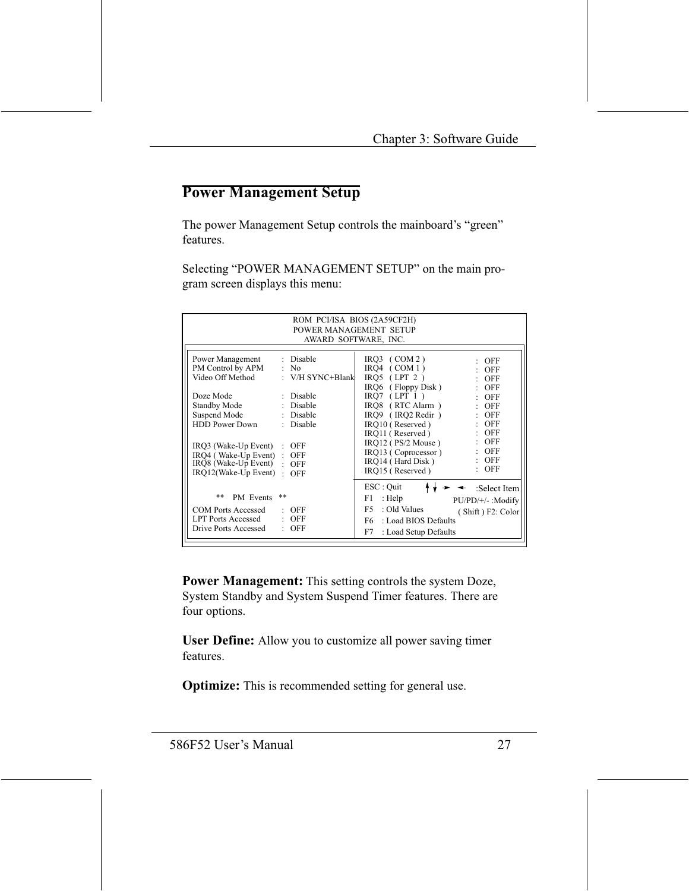## Power Management Setup

The power Management Setup controls the mainboard's "green" features.

Selecting "POWER MANAGEMENT SETUP" on the main program screen displays this menu:

```
                    ROM  PCI/ISA  BIOS (2A59CF2H)
                     POWER MANAGEMENT  SETUP
                        AWARD  SOFTWARE,  INC.

Power Management      :  Disable          IRQ3   ( COM 2 )           :  OFF
PM Control by APM     :  No               IRQ4   ( COM 1 )           :  OFF
Video Off Method      :  V/H SYNC+Blank   IRQ5   ( LPT  2  )         :  OFF
                                          IRQ6   ( Floppy Disk )     :  OFF
Doze Mode             :  Disable          IRQ7   ( LPT  1  )         :  OFF
Standby Mode          :  Disable          IRQ8   ( RTC Alarm  )      :  OFF
Suspend Mode          :  Disable          IRQ9   ( IRQ2 Redir  )     :  OFF
HDD Power Down        :  Disable          IRQ10 ( Reserved )         :  OFF
                                          IRQ11 ( Reserved )         :  OFF
IRQ3 (Wake-Up Event)  :  OFF              IRQ12 ( PS/2 Mouse )       :  OFF
IRQ4 ( Wake-Up Event) :  OFF              IRQ13 ( Coprocessor )      :  OFF
IRQ8 (Wake-Up Event)  :  OFF              IRQ14 ( Hard Disk )        :  OFF
IRQ12(Wake-Up Event)  :  OFF              IRQ15 ( Reserved )         :  OFF

                                          ESC : Quit       ↑↓→←   :Select Item
        **    PM  Events   **             F1    : Help     PU/PD/+/- :Modify
                                          F5    : Old Values   ( Shift ) F2: Color
COM Ports Accessed    :  OFF              F6    : Load BIOS Defaults
LPT Ports Accessed    :  OFF              F7    : Load Setup Defaults
Drive Ports Accessed  :  OFF
```

**Power Management:** This setting controls the system Doze, System Standby and System Suspend Timer features. There are four options.

**User Define:** Allow you to customize all power saving timer features.

**Optimize:** This is recommended setting for general use.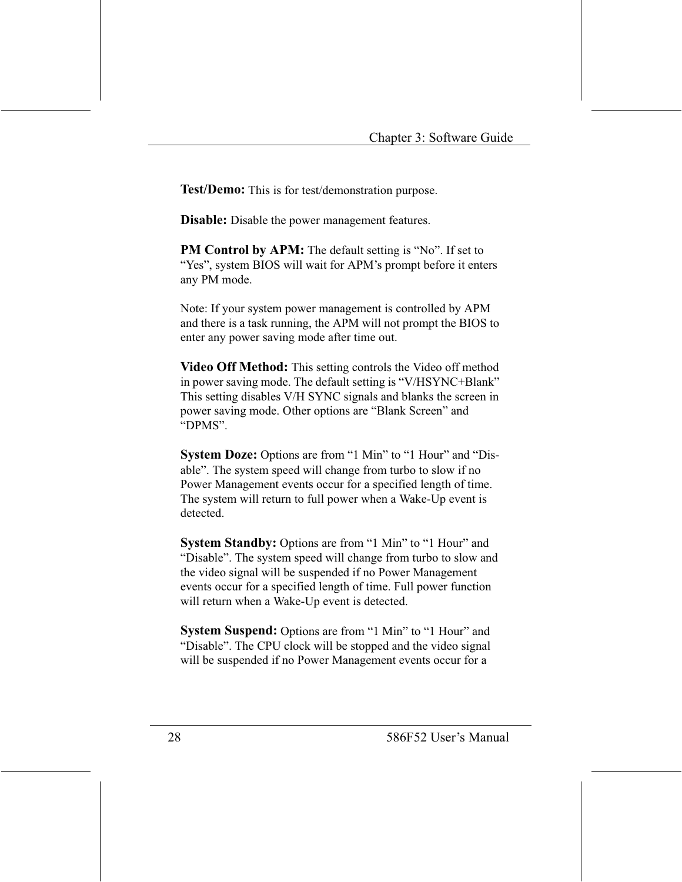**Test/Demo:** This is for test/demonstration purpose.

**Disable:** Disable the power management features.

**PM Control by APM:** The default setting is "No". If set to "Yes", system BIOS will wait for APM's prompt before it enters any PM mode.

Note: If your system power management is controlled by APM and there is a task running, the APM will not prompt the BIOS to enter any power saving mode after time out.

**Video Off Method:** This setting controls the Video off method in power saving mode. The default setting is "V/HSYNC+Blank" This setting disables V/H SYNC signals and blanks the screen in power saving mode. Other options are "Blank Screen" and "DPMS".

**System Doze:** Options are from "1 Min" to "1 Hour" and "Disable". The system speed will change from turbo to slow if no Power Management events occur for a specified length of time. The system will return to full power when a Wake-Up event is detected.

**System Standby:** Options are from "1 Min" to "1 Hour" and "Disable". The system speed will change from turbo to slow and the video signal will be suspended if no Power Management events occur for a specified length of time. Full power function will return when a Wake-Up event is detected.

**System Suspend:** Options are from "1 Min" to "1 Hour" and "Disable". The CPU clock will be stopped and the video signal will be suspended if no Power Management events occur for a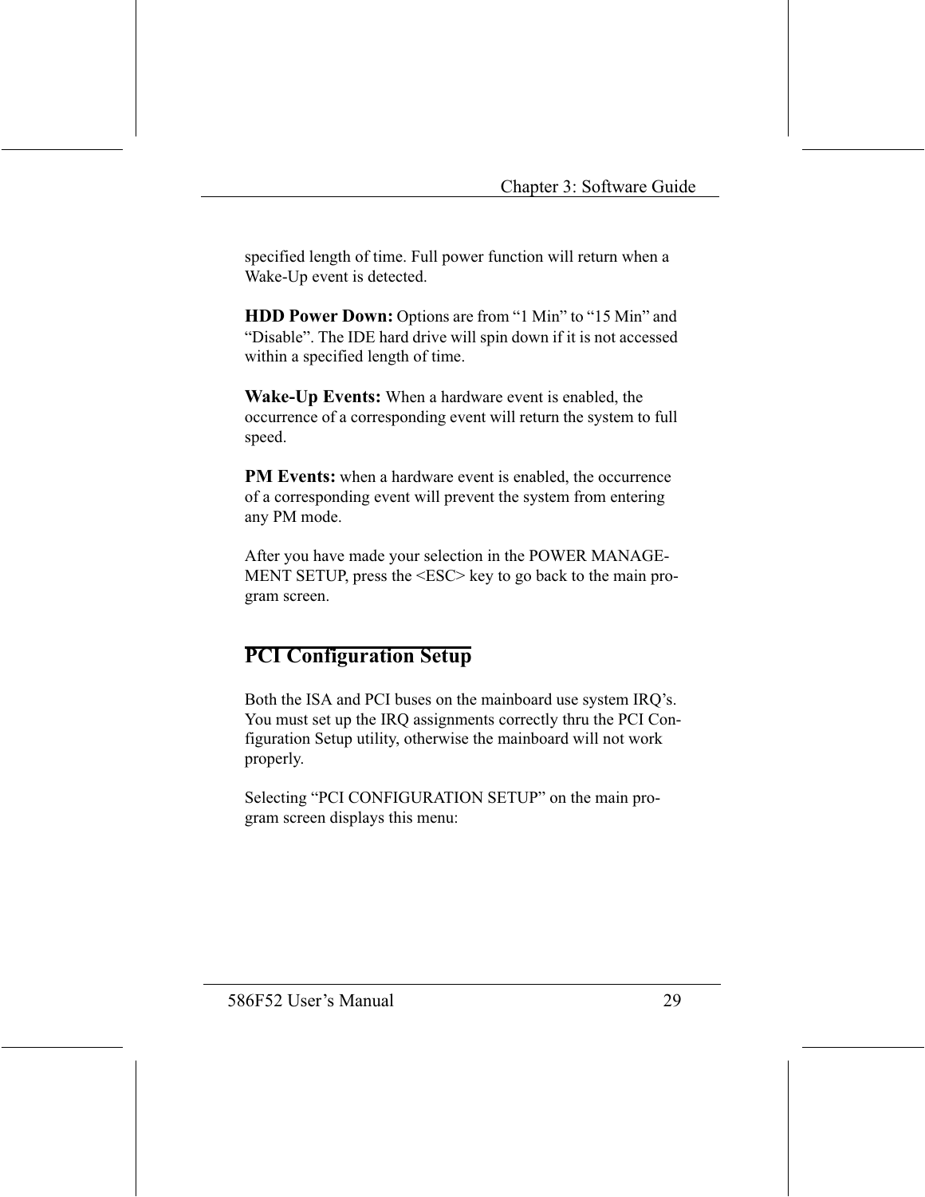specified length of time. Full power function will return when a Wake-Up event is detected.

**HDD Power Down:** Options are from “1 Min” to “15 Min” and “Disable”. The IDE hard drive will spin down if it is not accessed within a specified length of time.

**Wake-Up Events:** When a hardware event is enabled, the occurrence of a corresponding event will return the system to full speed.

**PM Events:** when a hardware event is enabled, the occurrence of a corresponding event will prevent the system from entering any PM mode.

After you have made your selection in the POWER MANAGEMENT SETUP, press the <ESC> key to go back to the main program screen.

## PCI Configuration Setup

Both the ISA and PCI buses on the mainboard use system IRQ’s. You must set up the IRQ assignments correctly thru the PCI Configuration Setup utility, otherwise the mainboard will not work properly.

Selecting “PCI CONFIGURATION SETUP” on the main program screen displays this menu: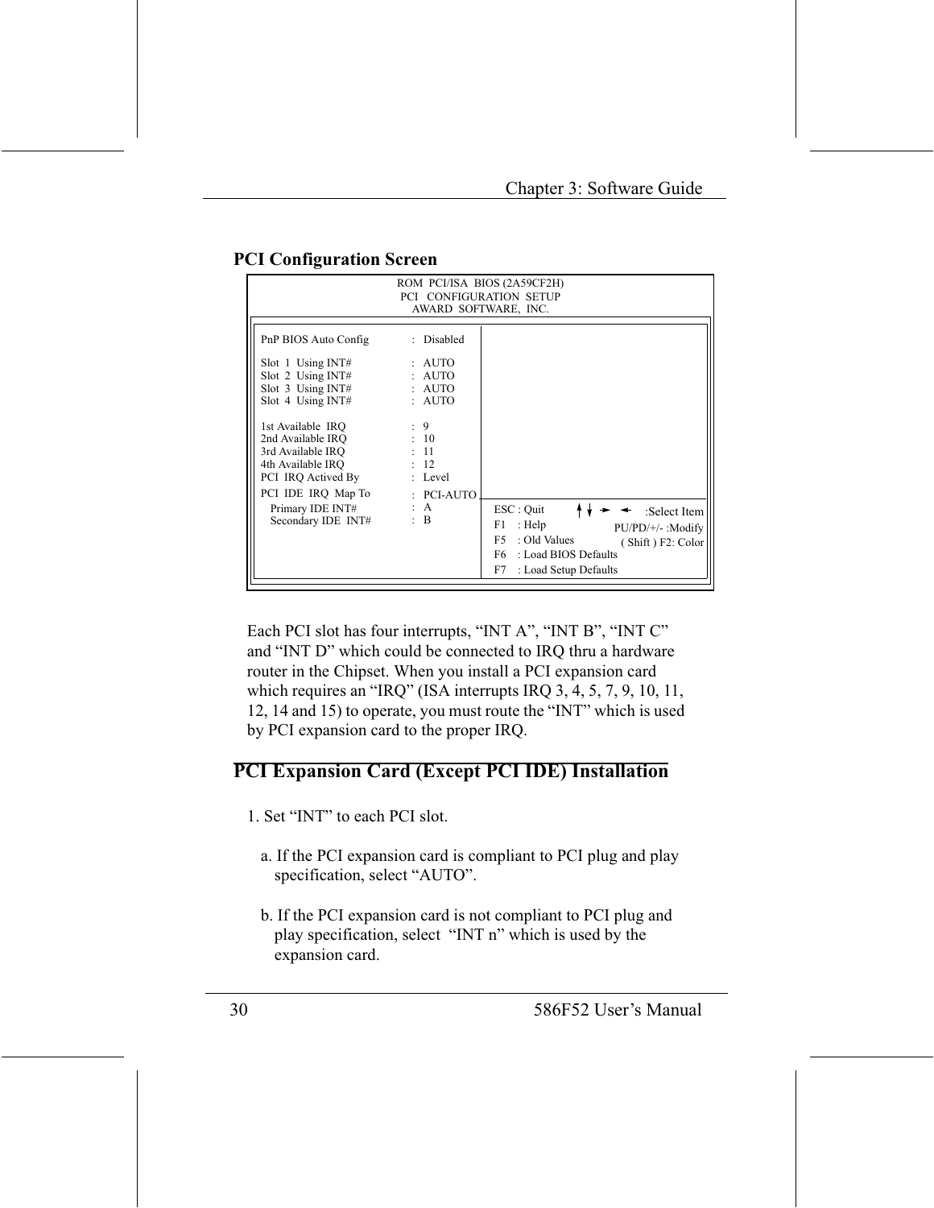## PCI Configuration Screen

```
                    ROM PCI/ISA BIOS (2A59CF2H)
                     PCI CONFIGURATION SETUP
                      AWARD SOFTWARE, INC.

PnP BIOS Auto Config        : Disabled

Slot 1 Using INT#           : AUTO
Slot 2 Using INT#           : AUTO
Slot 3 Using INT#           : AUTO
Slot 4 Using INT#           : AUTO

1st Available IRQ           : 9
2nd Available IRQ           : 10
3rd Available IRQ           : 11
4th Available IRQ           : 12
PCI IRQ Actived By          : Level
PCI IDE IRQ Map To          : PCI-AUTO
  Primary IDE INT#          : A
  Secondary IDE INT#        : B

                        ESC : Quit       ↑↓→← :Select Item
                        F1  : Help       PU/PD/+/- :Modify
                        F5  : Old Values ( Shift ) F2: Color
                        F6  : Load BIOS Defaults
                        F7  : Load Setup Defaults
```

Each PCI slot has four interrupts, "INT A", "INT B", "INT C" and "INT D" which could be connected to IRQ thru a hardware router in the Chipset. When you install a PCI expansion card which requires an "IRQ" (ISA interrupts IRQ 3, 4, 5, 7, 9, 10, 11, 12, 14 and 15) to operate, you must route the "INT" which is used by PCI expansion card to the proper IRQ.

## PCI Expansion Card (Except PCI IDE) Installation

1. Set "INT" to each PCI slot.

   a. If the PCI expansion card is compliant to PCI plug and play specification, select "AUTO".

   b. If the PCI expansion card is not compliant to PCI plug and play specification, select "INT n" which is used by the expansion card.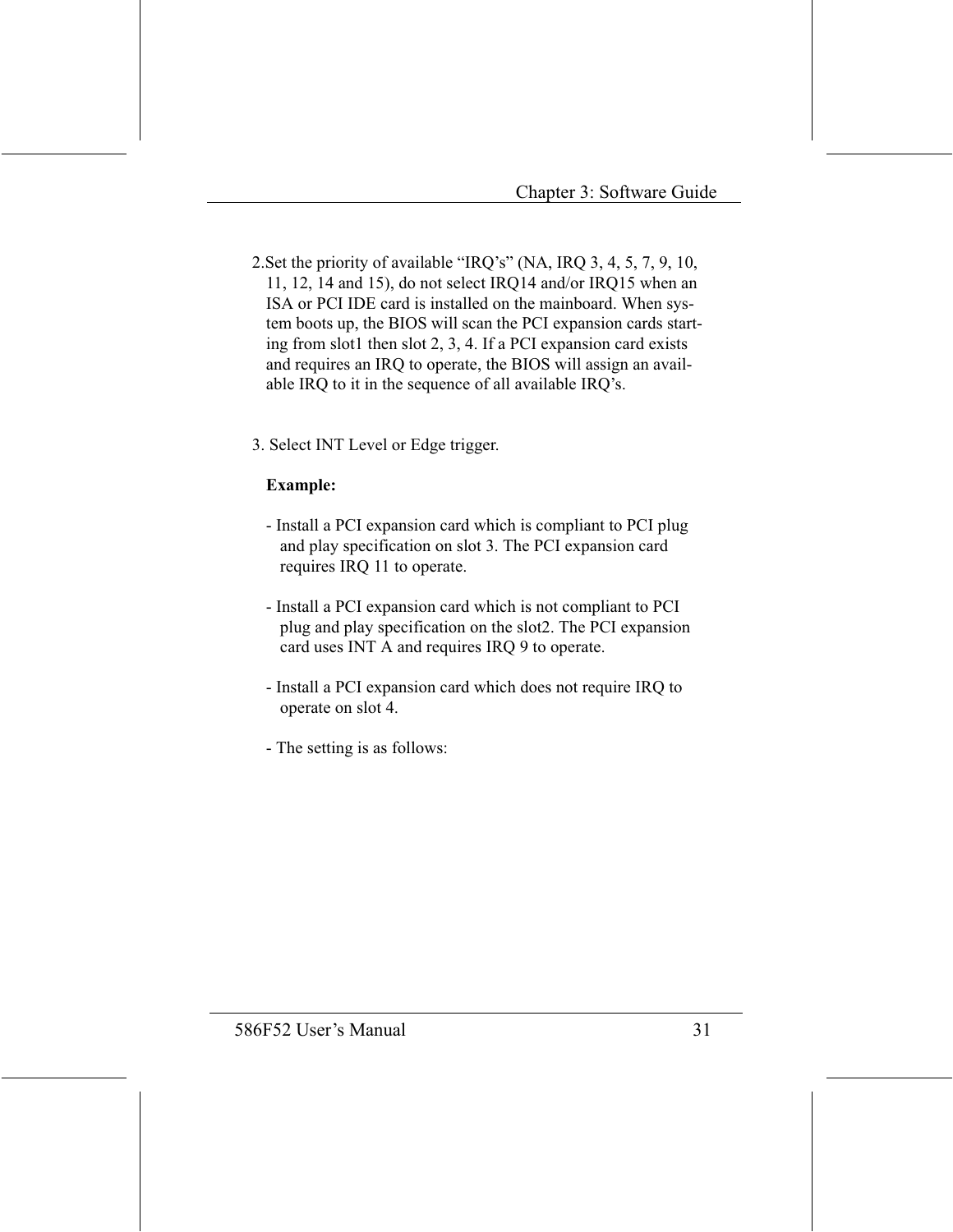2.Set the priority of available “IRQ’s” (NA, IRQ 3, 4, 5, 7, 9, 10, 11, 12, 14 and 15), do not select IRQ14 and/or IRQ15 when an ISA or PCI IDE card is installed on the mainboard. When system boots up, the BIOS will scan the PCI expansion cards starting from slot1 then slot 2, 3, 4. If a PCI expansion card exists and requires an IRQ to operate, the BIOS will assign an available IRQ to it in the sequence of all available IRQ’s.

3. Select INT Level or Edge trigger.

**Example:**

- Install a PCI expansion card which is compliant to PCI plug and play specification on slot 3. The PCI expansion card requires IRQ 11 to operate.

- Install a PCI expansion card which is not compliant to PCI plug and play specification on the slot2. The PCI expansion card uses INT A and requires IRQ 9 to operate.

- Install a PCI expansion card which does not require IRQ to operate on slot 4.

- The setting is as follows: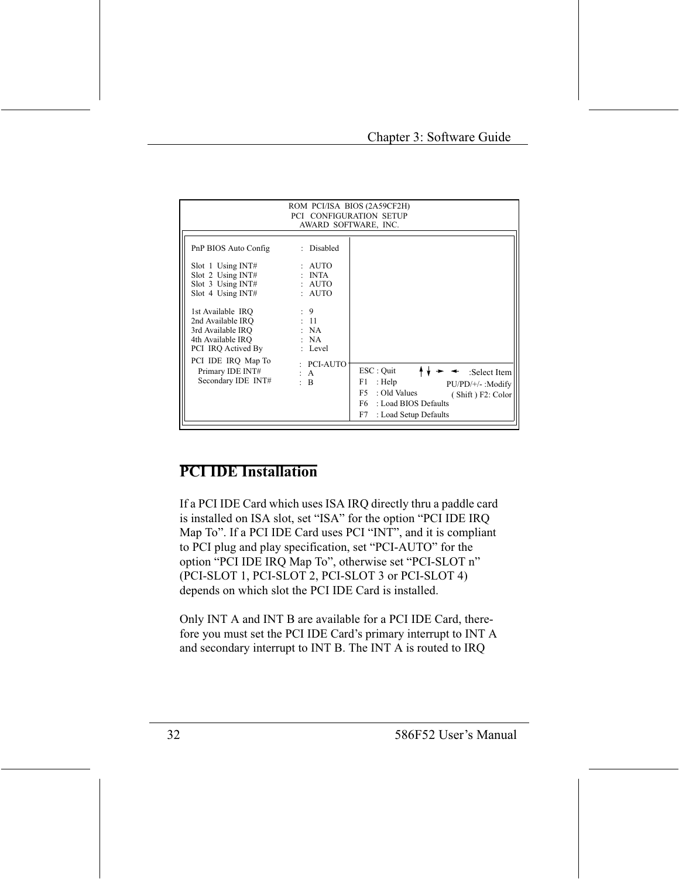```
                    ROM  PCI/ISA  BIOS (2A59CF2H)
                    PCI   CONFIGURATION  SETUP
                      AWARD  SOFTWARE,  INC.

PnP BIOS Auto Config          :  Disabled

Slot  1  Using INT#           :  AUTO
Slot  2  Using INT#           :  INTA
Slot  3  Using INT#           :  AUTO
Slot  4  Using INT#           :  AUTO

1st Available  IRQ            :  9
2nd Available IRQ             :  11
3rd Available IRQ             :  NA
4th Available IRQ             :  NA
PCI  IRQ Actived By           :  Level

PCI  IDE  IRQ  Map To         :  PCI-AUTO
   Primary IDE INT#           :  A
   Secondary IDE  INT#        :  B

                               ESC : Quit         ↑↓→←   :Select Item
                               F1    : Help          PU/PD/+/- :Modify
                               F5    : Old Values    ( Shift ) F2: Color
                               F6    : Load BIOS Defaults
                               F7    : Load Setup Defaults
```

## PCI IDE Installation

If a PCI IDE Card which uses ISA IRQ directly thru a paddle card is installed on ISA slot, set "ISA" for the option "PCI IDE IRQ Map To". If a PCI IDE Card uses PCI "INT", and it is compliant to PCI plug and play specification, set "PCI-AUTO" for the option "PCI IDE IRQ Map To", otherwise set "PCI-SLOT n" (PCI-SLOT 1, PCI-SLOT 2, PCI-SLOT 3 or PCI-SLOT 4) depends on which slot the PCI IDE Card is installed.

Only INT A and INT B are available for a PCI IDE Card, therefore you must set the PCI IDE Card's primary interrupt to INT A and secondary interrupt to INT B. The INT A is routed to IRQ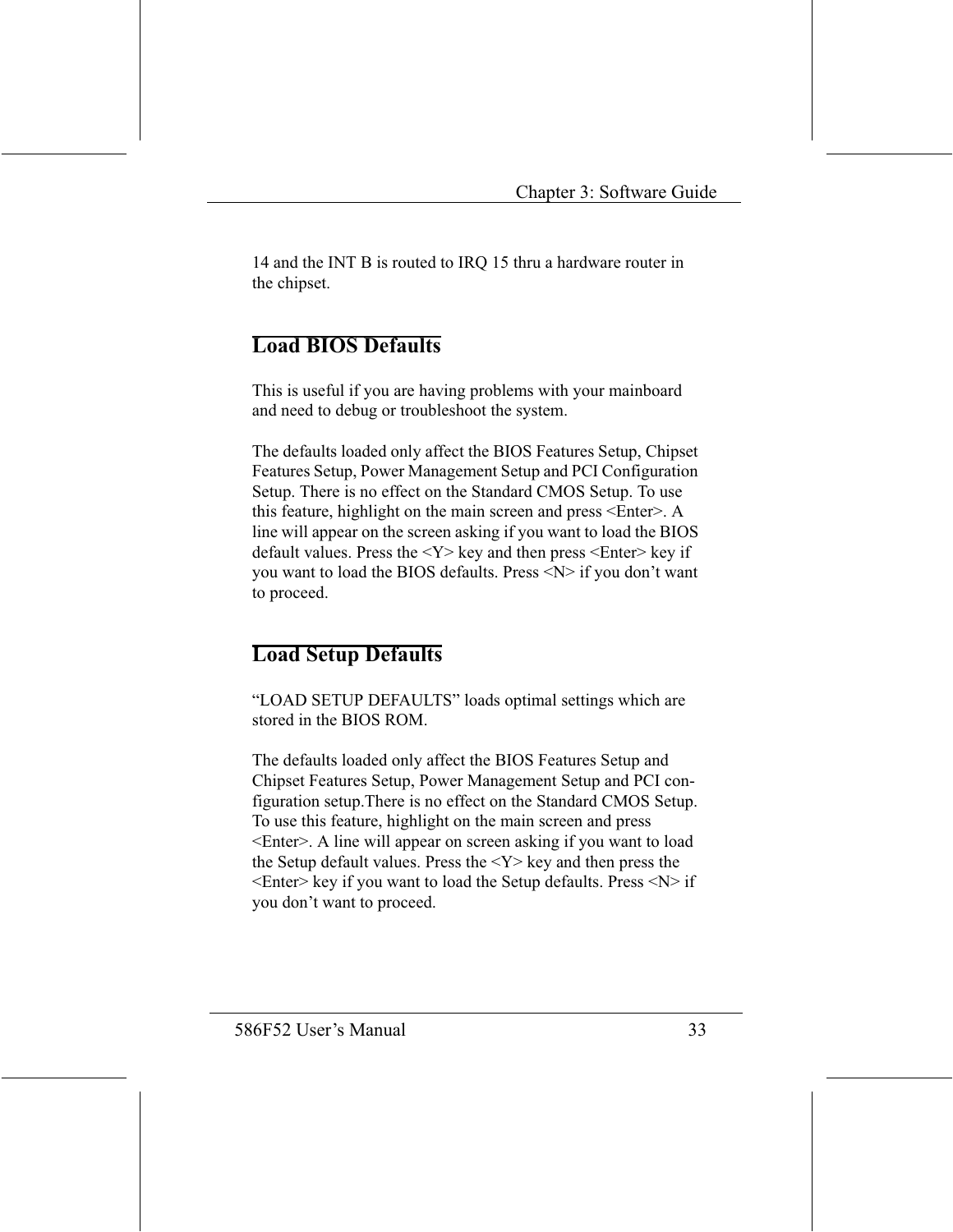14 and the INT B is routed to IRQ 15 thru a hardware router in the chipset.

## Load BIOS Defaults

This is useful if you are having problems with your mainboard and need to debug or troubleshoot the system.

The defaults loaded only affect the BIOS Features Setup, Chipset Features Setup, Power Management Setup and PCI Configuration Setup. There is no effect on the Standard CMOS Setup. To use this feature, highlight on the main screen and press <Enter>. A line will appear on the screen asking if you want to load the BIOS default values. Press the <Y> key and then press <Enter> key if you want to load the BIOS defaults. Press <N> if you don't want to proceed.

## Load Setup Defaults

"LOAD SETUP DEFAULTS" loads optimal settings which are stored in the BIOS ROM.

The defaults loaded only affect the BIOS Features Setup and Chipset Features Setup, Power Management Setup and PCI configuration setup.There is no effect on the Standard CMOS Setup. To use this feature, highlight on the main screen and press <Enter>. A line will appear on screen asking if you want to load the Setup default values. Press the <Y> key and then press the <Enter> key if you want to load the Setup defaults. Press <N> if you don't want to proceed.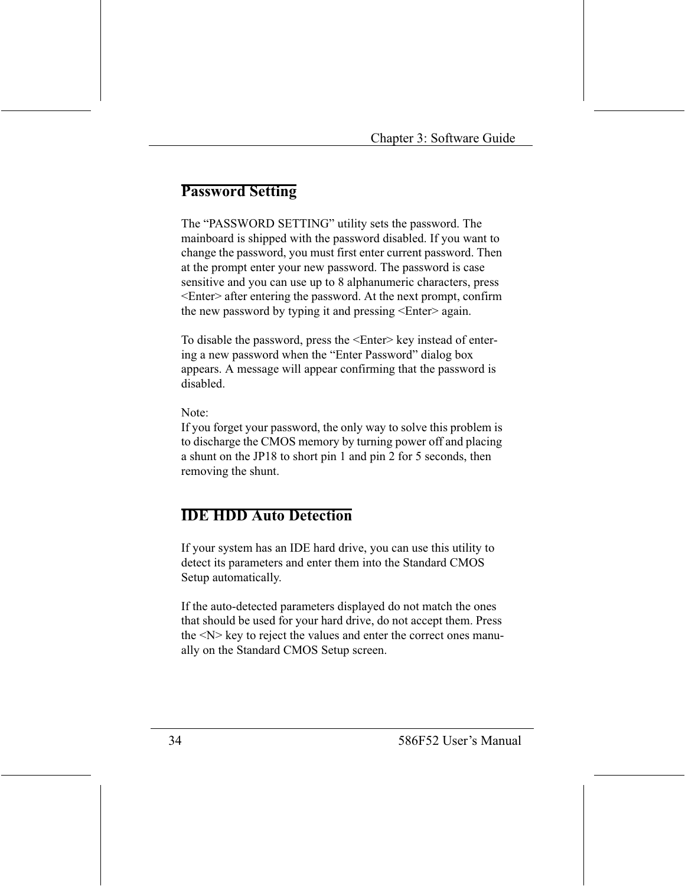## Password Setting

The "PASSWORD SETTING" utility sets the password. The mainboard is shipped with the password disabled. If you want to change the password, you must first enter current password. Then at the prompt enter your new password. The password is case sensitive and you can use up to 8 alphanumeric characters, press <Enter> after entering the password. At the next prompt, confirm the new password by typing it and pressing <Enter> again.

To disable the password, press the <Enter> key instead of entering a new password when the "Enter Password" dialog box appears. A message will appear confirming that the password is disabled.

Note:
If you forget your password, the only way to solve this problem is to discharge the CMOS memory by turning power off and placing a shunt on the JP18 to short pin 1 and pin 2 for 5 seconds, then removing the shunt.

## IDE HDD Auto Detection

If your system has an IDE hard drive, you can use this utility to detect its parameters and enter them into the Standard CMOS Setup automatically.

If the auto-detected parameters displayed do not match the ones that should be used for your hard drive, do not accept them. Press the <N> key to reject the values and enter the correct ones manually on the Standard CMOS Setup screen.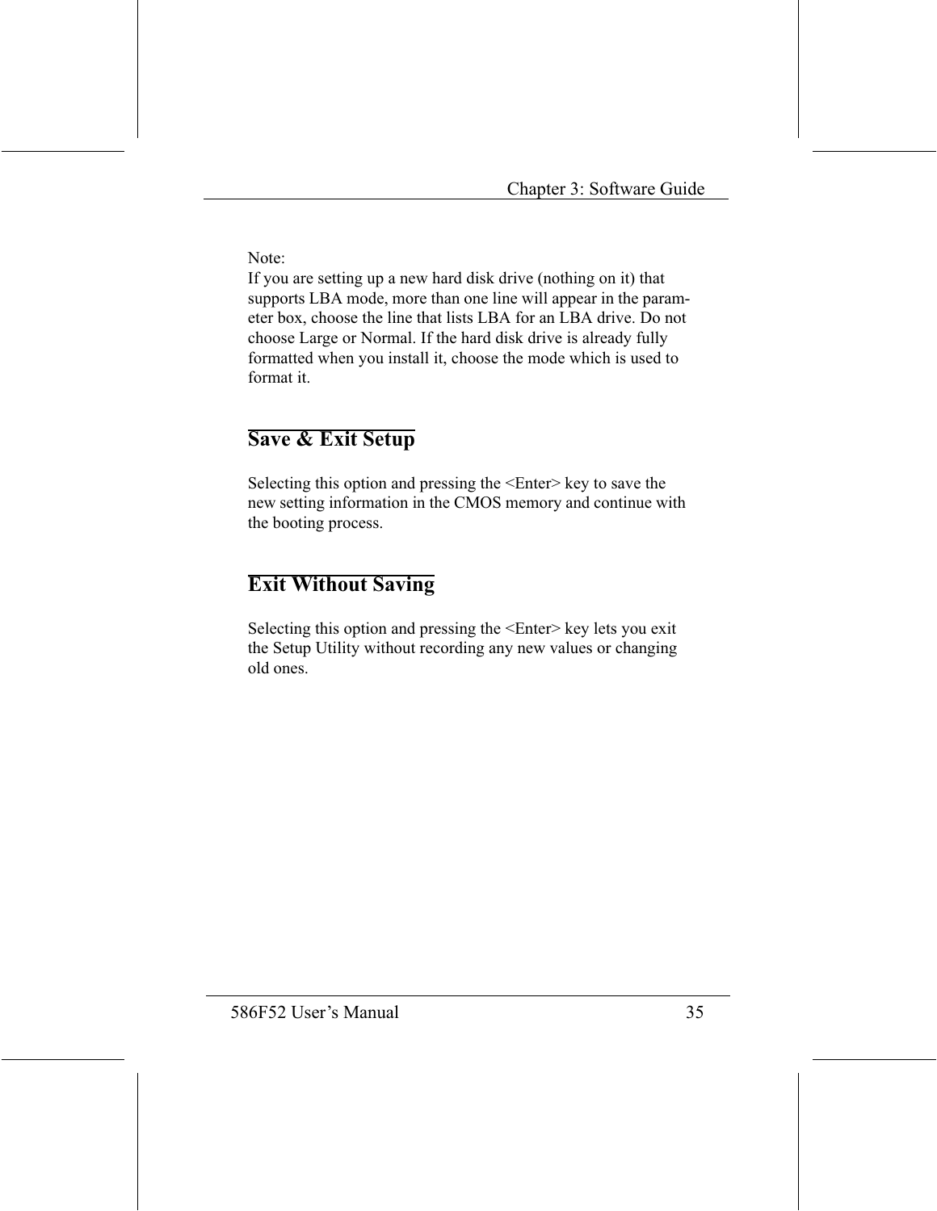Note:
If you are setting up a new hard disk drive (nothing on it) that supports LBA mode, more than one line will appear in the parameter box, choose the line that lists LBA for an LBA drive. Do not choose Large or Normal. If the hard disk drive is already fully formatted when you install it, choose the mode which is used to format it.

## Save & Exit Setup

Selecting this option and pressing the <Enter> key to save the new setting information in the CMOS memory and continue with the booting process.

## Exit Without Saving

Selecting this option and pressing the <Enter> key lets you exit the Setup Utility without recording any new values or changing old ones.